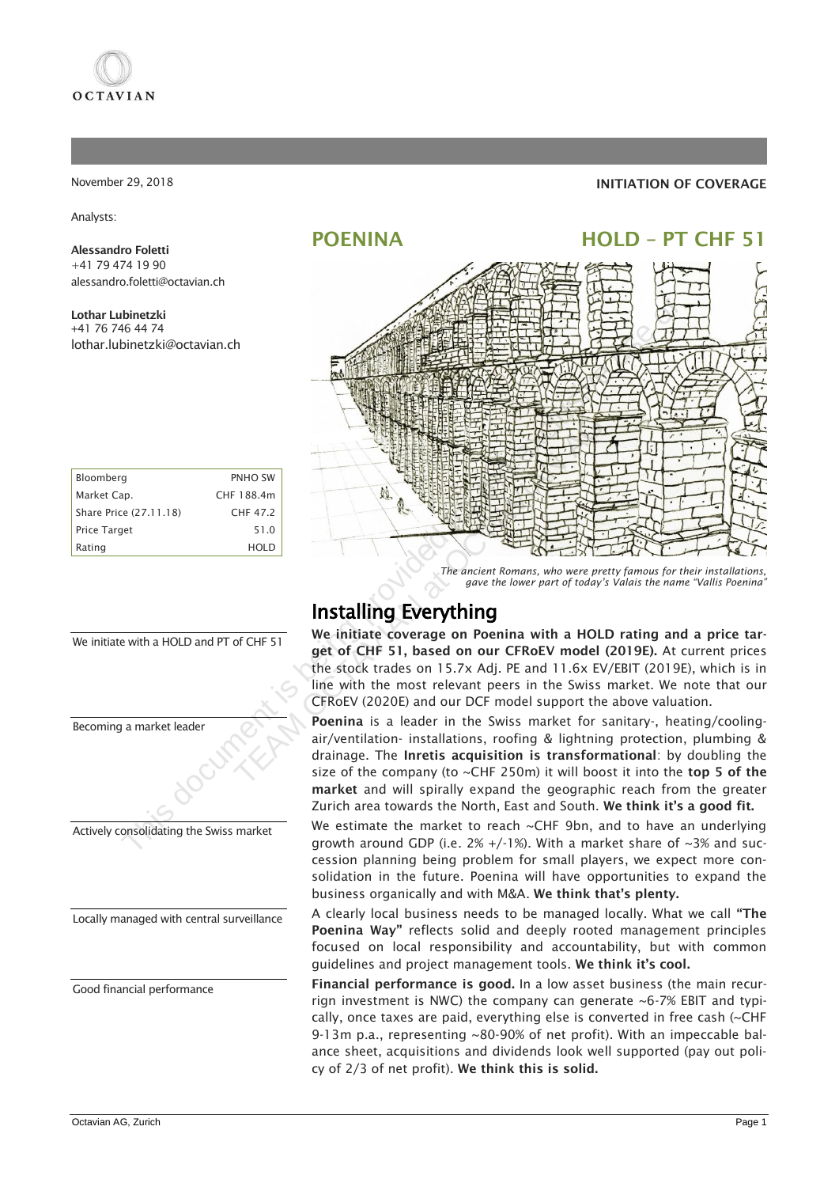November 29, 2018

**INITIATION OF COVERAGE**

Analysts:

**Alessandro Foletti**
+41 79 474 19 90
alessandro.foletti@octavian.ch

**Lothar Lubinetzki**
+41 76 746 44 74
lothar.lubinetzki@octavian.ch

## POENINA — HOLD – PT CHF 51

| Bloomberg | PNHO SW |
|---|---|
| Market Cap. | CHF 188.4m |
| Share Price (27.11.18) | CHF 47.2 |
| Price Target | 51.0 |
| Rating | HOLD |

*The ancient Romans, who were pretty famous for their installations, gave the lower part of today's Valais the name "Vallis Poenina"*

# Installing Everything

We initiate with a HOLD and PT of CHF 51

**We initiate coverage on Poenina with a HOLD rating and a price target of CHF 51, based on our CFRoEV model (2019E).** At current prices the stock trades on 15.7x Adj. PE and 11.6x EV/EBIT (2019E), which is in line with the most relevant peers in the Swiss market. We note that our CFRoEV (2020E) and our DCF model support the above valuation.

Becoming a market leader

**Poenina** is a leader in the Swiss market for sanitary-, heating/cooling-air/ventilation- installations, roofing & lightning protection, plumbing & drainage. The **Inretis acquisition is transformational**: by doubling the size of the company (to ~CHF 250m) it will boost it into the **top 5 of the market** and will spirally expand the geographic reach from the greater Zurich area towards the North, East and South. **We think it's a good fit.**

Actively consolidating the Swiss market

We estimate the market to reach ~CHF 9bn, and to have an underlying growth around GDP (i.e. 2% +/-1%). With a market share of ~3% and succession planning being problem for small players, we expect more consolidation in the future. Poenina will have opportunities to expand the business organically and with M&A. **We think that's plenty.**

Locally managed with central surveillance

A clearly local business needs to be managed locally. What we call **"The Poenina Way"** reflects solid and deeply rooted management principles focused on local responsibility and accountability, but with common guidelines and project management tools. **We think it's cool.**

Good financial performance

**Financial performance is good.** In a low asset business (the main recurrign investment is NWC) the company can generate ~6-7% EBIT and typically, once taxes are paid, everything else is converted in free cash (~CHF 9-13m p.a., representing ~80-90% of net profit). With an impeccable balance sheet, acquisitions and dividends look well supported (pay out policy of 2/3 of net profit). **We think this is solid.**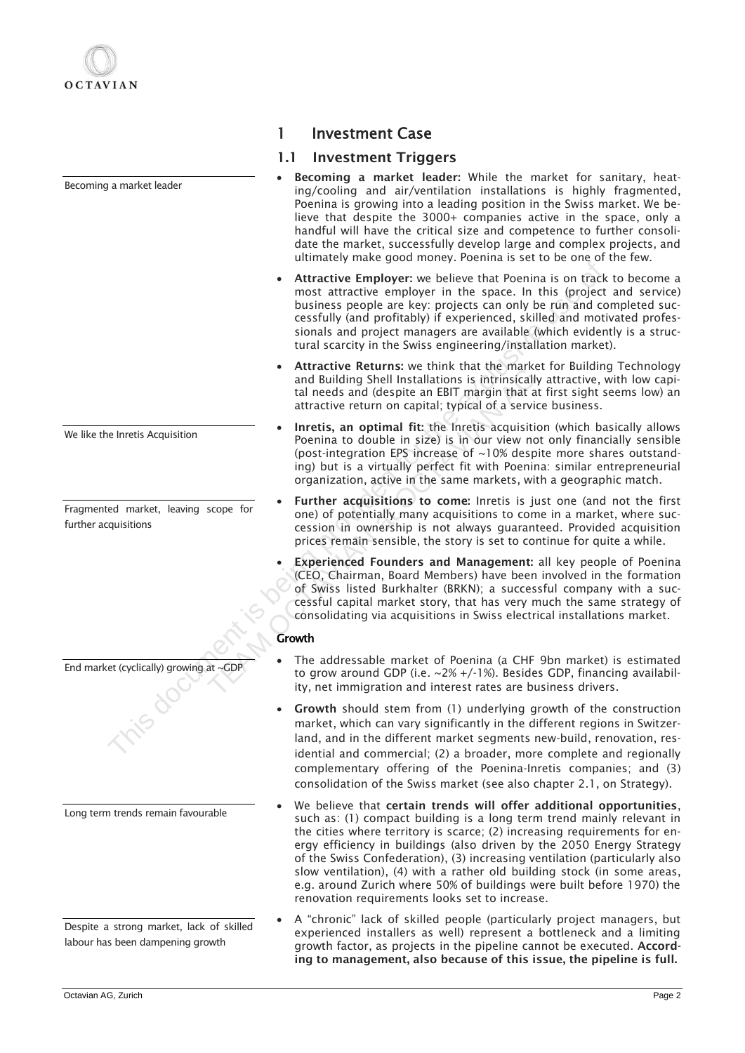# 1 Investment Case

## 1.1 Investment Triggers

Becoming a market leader

- **Becoming a market leader:** While the market for sanitary, heating/cooling and air/ventilation installations is highly fragmented, Poenina is growing into a leading position in the Swiss market. We believe that despite the 3000+ companies active in the space, only a handful will have the critical size and competence to further consolidate the market, successfully develop large and complex projects, and ultimately make good money. Poenina is set to be one of the few.
- **Attractive Employer:** we believe that Poenina is on track to become a most attractive employer in the space. In this (project and service) business people are key: projects can only be run and completed successfully (and profitably) if experienced, skilled and motivated professionals and project managers are available (which evidently is a structural scarcity in the Swiss engineering/installation market).
- **Attractive Returns:** we think that the market for Building Technology and Building Shell Installations is intrinsically attractive, with low capital needs and (despite an EBIT margin that at first sight seems low) an attractive return on capital; typical of a service business.

We like the Inretis Acquisition

- **Inretis, an optimal fit:** the Inretis acquisition (which basically allows Poenina to double in size) is in our view not only financially sensible (post-integration EPS increase of ~10% despite more shares outstanding) but is a virtually perfect fit with Poenina: similar entrepreneurial organization, active in the same markets, with a geographic match.

Fragmented market, leaving scope for further acquisitions

- **Further acquisitions to come:** Inretis is just one (and not the first one) of potentially many acquisitions to come in a market, where succession in ownership is not always guaranteed. Provided acquisition prices remain sensible, the story is set to continue for quite a while.
- **Experienced Founders and Management:** all key people of Poenina (CEO, Chairman, Board Members) have been involved in the formation of Swiss listed Burkhalter (BRKN); a successful company with a successful capital market story, that has very much the same strategy of consolidating via acquisitions in Swiss electrical installations market.

### Growth

End market (cyclically) growing at ~GDP

- The addressable market of Poenina (a CHF 9bn market) is estimated to grow around GDP (i.e. ~2% +/-1%). Besides GDP, financing availability, net immigration and interest rates are business drivers.
- **Growth** should stem from (1) underlying growth of the construction market, which can vary significantly in the different regions in Switzerland, and in the different market segments new-build, renovation, residential and commercial; (2) a broader, more complete and regionally complementary offering of the Poenina-Inretis companies; and (3) consolidation of the Swiss market (see also chapter 2.1, on Strategy).

Long term trends remain favourable

- We believe that **certain trends will offer additional opportunities**, such as: (1) compact building is a long term trend mainly relevant in the cities where territory is scarce; (2) increasing requirements for energy efficiency in buildings (also driven by the 2050 Energy Strategy of the Swiss Confederation), (3) increasing ventilation (particularly also slow ventilation), (4) with a rather old building stock (in some areas, e.g. around Zurich where 50% of buildings were built before 1970) the renovation requirements looks set to increase.

Despite a strong market, lack of skilled labour has been dampening growth

- A "chronic" lack of skilled people (particularly project managers, but experienced installers as well) represent a bottleneck and a limiting growth factor, as projects in the pipeline cannot be executed. **According to management, also because of this issue, the pipeline is full.**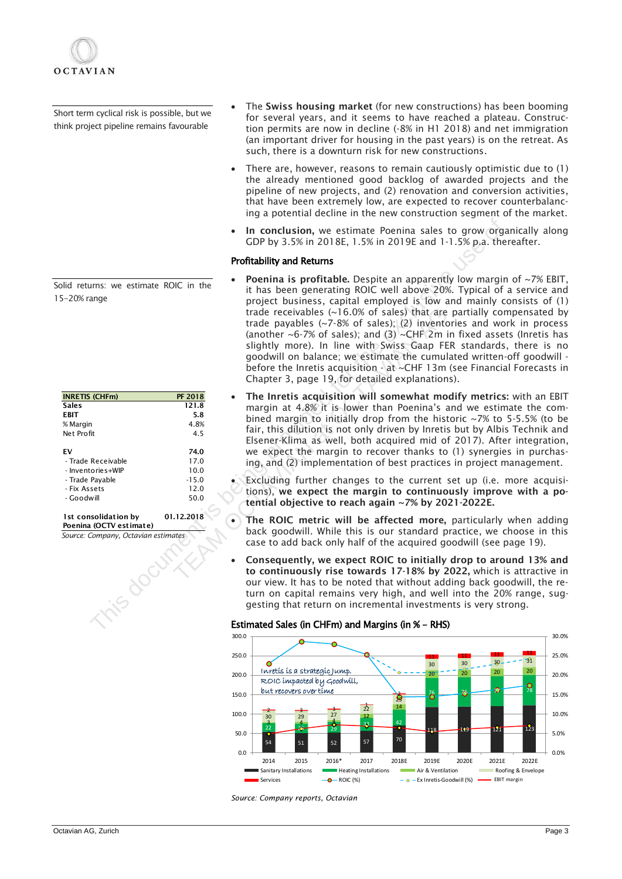Short term cyclical risk is possible, but we think project pipeline remains favourable

- The **Swiss housing market** (for new constructions) has been booming for several years, and it seems to have reached a plateau. Construction permits are now in decline (-8% in H1 2018) and net immigration (an important driver for housing in the past years) is on the retreat. As such, there is a downturn risk for new constructions.
- There are, however, reasons to remain cautiously optimistic due to (1) the already mentioned good backlog of awarded projects and the pipeline of new projects, and (2) renovation and conversion activities, that have been extremely low, are expected to recover counterbalancing a potential decline in the new construction segment of the market.
- **In conclusion,** we estimate Poenina sales to grow organically along GDP by 3.5% in 2018E, 1.5% in 2019E and 1-1.5% p.a. thereafter.

### Profitability and Returns

Solid returns: we estimate ROIC in the 15–20% range

- **Poenina is profitable.** Despite an apparently low margin of ~7% EBIT, it has been generating ROIC well above 20%. Typical of a service and project business, capital employed is low and mainly consists of (1) trade receivables (~16.0% of sales) that are partially compensated by trade payables (~7-8% of sales); (2) inventories and work in process (another ~6-7% of sales); and (3) ~CHF 2m in fixed assets (Inretis has slightly more). In line with Swiss Gaap FER standards, there is no goodwill on balance; we estimate the cumulated written-off goodwill - before the Inretis acquisition - at ~CHF 13m (see Financial Forecasts in Chapter 3, page 19, for detailed explanations).

| INRETIS (CHFm) | PF 2018 |
|---|---|
| **Sales** | **121.8** |
| **EBIT** | **5.8** |
| % Margin | 4.8% |
| Net Profit | 4.5 |
| | |
| **EV** | **74.0** |
| - Trade Receivable | 17.0 |
| - Inventories+WIP | 10.0 |
| - Trade Payable | -15.0 |
| - Fix Assets | 12.0 |
| - Goodwill | 50.0 |
| | |
| **1st consolidation by Poenina (OCTV estimate)** | **01.12.2018** |

*Source: Company, Octavian estimates*

- **The Inretis acquisition will somewhat modify metrics:** with an EBIT margin at 4.8% it is lower than Poenina's and we estimate the combined margin to initially drop from the historic ~7% to 5-5.5% (to be fair, this dilution is not only driven by Inretis but by Albis Technik and Elsener-Klima as well, both acquired mid of 2017). After integration, we expect the margin to recover thanks to (1) synergies in purchasing, and (2) implementation of best practices in project management.
- Excluding further changes to the current set up (i.e. more acquisitions), **we expect the margin to continuously improve with a potential objective to reach again ~7% by 2021-2022E.**
- **The ROIC metric will be affected more,** particularly when adding back goodwill. While this is our standard practice, we choose in this case to add back only half of the acquired goodwill (see page 19).
- **Consequently, we expect ROIC to initially drop to around 13% and to continuously rise towards 17-18% by 2022,** which is attractive in our view. It has to be noted that without adding back goodwill, the return on capital remains very high, and well into the 20% range, suggesting that return on incremental investments is very strong.

### Estimated Sales (in CHFm) and Margins (in % – RHS)

| | 2014 | 2015 | 2016* | 2017 | 2018E | 2019E | 2020E | 2021E | 2022E |
|---|---|---|---|---|---|---|---|---|---|
| Sanitary Installations | 54 | 51 | 52 | 57 | 70 | 118 | 119 | 121 | 123 |
| Heating Installations | 22 | 25 | 29 | 33 | 42 | 76 | 76 | 77 | 78 |
| Air & Ventilation | 3 | 4 | 4 | 12 | 14 | 20 | 20 | 20 | 20 |
| Roofing & Envelope | 30 | 29 | 27 | 22 | 29 | 30 | 30 | 30 | 31 |
| Services | 2 | 3 | 3 | 1 | 2 | 11 | 11 | 11 | 11 |

Inretis is a strategic jump. ROIC impacted by Goodwill, but recovers over time

Legend: Sanitary Installations; Heating Installations; Air & Ventilation; Roofing & Envelope; Services; ROIC (%); Ex Inretis-Goodwill (%); EBIT margin

*Source: Company reports, Octavian*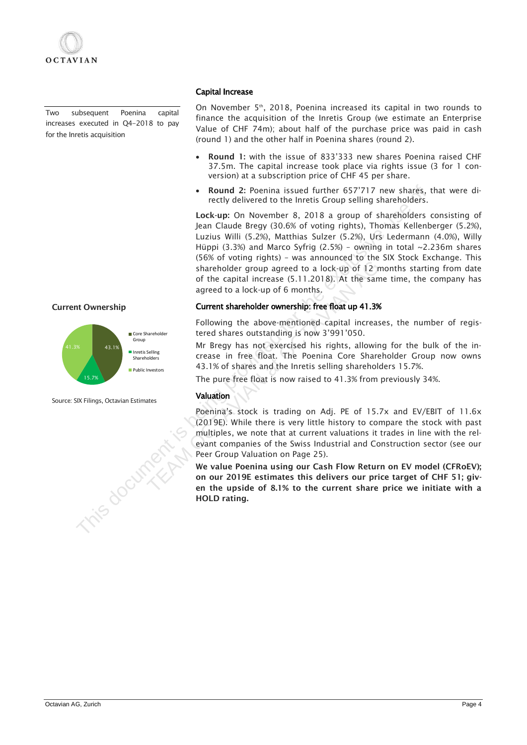## Capital Increase

Two subsequent Poenina capital increases executed in Q4-2018 to pay for the Inretis acquisition

On November 5th, 2018, Poenina increased its capital in two rounds to finance the acquisition of the Inretis Group (we estimate an Enterprise Value of CHF 74m); about half of the purchase price was paid in cash (round 1) and the other half in Poenina shares (round 2).

- **Round 1:** with the issue of 833'333 new shares Poenina raised CHF 37.5m. The capital increase took place via rights issue (3 for 1 conversion) at a subscription price of CHF 45 per share.
- **Round 2:** Poenina issued further 657'717 new shares, that were directly delivered to the Inretis Group selling shareholders.

**Lock-up:** On November 8, 2018 a group of shareholders consisting of Jean Claude Bregy (30.6% of voting rights), Thomas Kellenberger (5.2%), Luzius Willi (5.2%), Matthias Sulzer (5.2%), Urs Ledermann (4.0%), Willy Hüppi (3.3%) and Marco Syfrig (2.5%) – owning in total ~2.236m shares (56% of voting rights) – was announced to the SIX Stock Exchange. This shareholder group agreed to a lock-up of 12 months starting from date of the capital increase (5.11.2018). At the same time, the company has agreed to a lock-up of 6 months.

## Current shareholder ownership: free float up 41.3%

**Current Ownership**

| Shareholder | Share |
|---|---|
| Core Shareholder Group | 43.1% |
| Inretis Selling Shareholders | 15.7% |
| Public Investors | 41.3% |

Source: SIX Filings, Octavian Estimates

Following the above-mentioned capital increases, the number of registered shares outstanding is now 3'991'050.

Mr Bregy has not exercised his rights, allowing for the bulk of the increase in free float. The Poenina Core Shareholder Group now owns 43.1% of shares and the Inretis selling shareholders 15.7%.

The pure free float is now raised to 41.3% from previously 34%.

## Valuation

Poenina's stock is trading on Adj. PE of 15.7x and EV/EBIT of 11.6x (2019E). While there is very little history to compare the stock with past multiples, we note that at current valuations it trades in line with the relevant companies of the Swiss Industrial and Construction sector (see our Peer Group Valuation on Page 25).

**We value Poenina using our Cash Flow Return on EV model (CFRoEV); on our 2019E estimates this delivers our price target of CHF 51; given the upside of 8.1% to the current share price we initiate with a HOLD rating.**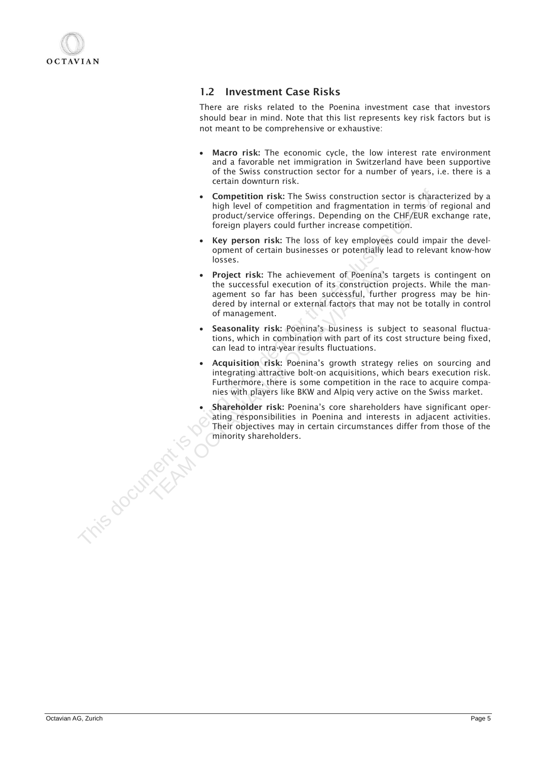## 1.2 Investment Case Risks

There are risks related to the Poenina investment case that investors should bear in mind. Note that this list represents key risk factors but is not meant to be comprehensive or exhaustive:

- **Macro risk:** The economic cycle, the low interest rate environment and a favorable net immigration in Switzerland have been supportive of the Swiss construction sector for a number of years, i.e. there is a certain downturn risk.
- **Competition risk:** The Swiss construction sector is characterized by a high level of competition and fragmentation in terms of regional and product/service offerings. Depending on the CHF/EUR exchange rate, foreign players could further increase competition.
- **Key person risk:** The loss of key employees could impair the development of certain businesses or potentially lead to relevant know-how losses.
- **Project risk:** The achievement of Poenina's targets is contingent on the successful execution of its construction projects. While the management so far has been successful, further progress may be hindered by internal or external factors that may not be totally in control of management.
- **Seasonality risk:** Poenina's business is subject to seasonal fluctuations, which in combination with part of its cost structure being fixed, can lead to intra-year results fluctuations.
- **Acquisition risk:** Poenina's growth strategy relies on sourcing and integrating attractive bolt-on acquisitions, which bears execution risk. Furthermore, there is some competition in the race to acquire companies with players like BKW and Alpiq very active on the Swiss market.
- **Shareholder risk:** Poenina's core shareholders have significant operating responsibilities in Poenina and interests in adjacent activities. Their objectives may in certain circumstances differ from those of the minority shareholders.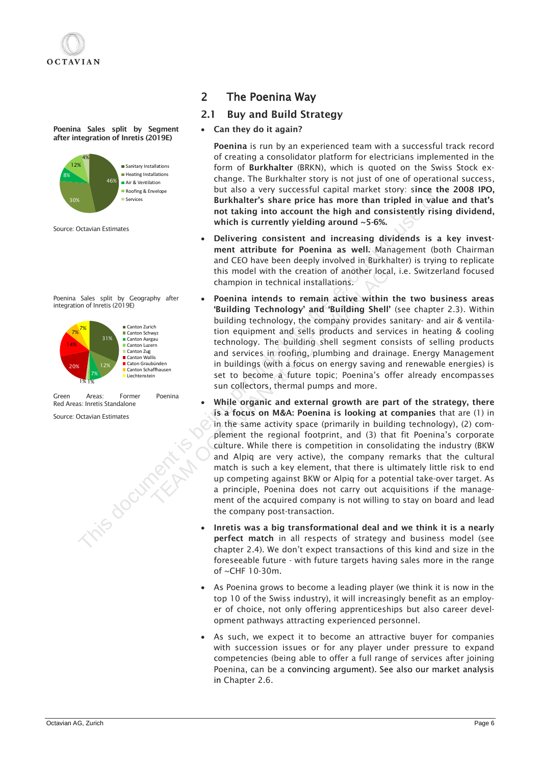# 2 The Poenina Way

## 2.1 Buy and Build Strategy

**Poenina Sales split by Segment after integration of Inretis (2019E)**

Source: Octavian Estimates

Poenina Sales split by Geography after integration of Inretis (2019E)

Green Areas: Former Poenina
Red Areas: Inretis Standalone

Source: Octavian Estimates

- **Can they do it again?**

  **Poenina** is run by an experienced team with a successful track record of creating a consolidator platform for electricians implemented in the form of **Burkhalter** (BRKN), which is quoted on the Swiss Stock exchange. The Burkhalter story is not just of one of operational success, but also a very successful capital market story: s**ince the 2008 IPO, Burkhalter's share price has more than tripled in value and that's not taking into account the high and consistently rising dividend, which is currently yielding around ~5-6%.**

- **Delivering consistent and increasing dividends is a key investment attribute for Poenina as well.** Management (both Chairman and CEO have been deeply involved in Burkhalter) is trying to replicate this model with the creation of another local, i.e. Switzerland focused champion in technical installations.

- **Poenina intends to remain active within the two business areas 'Building Technology' and 'Building Shell'** (see chapter 2.3). Within building technology, the company provides sanitary- and air & ventilation equipment and sells products and services in heating & cooling technology. The building shell segment consists of selling products and services in roofing, plumbing and drainage. Energy Management in buildings (with a focus on energy saving and renewable energies) is set to become a future topic; Poenina's offer already encompasses sun collectors, thermal pumps and more.

- **While organic and external growth are part of the strategy, there is a focus on M&A: Poenina is looking at companies** that are (1) in in the same activity space (primarily in building technology), (2) complement the regional footprint, and (3) that fit Poenina's corporate culture. While there is competition in consolidating the industry (BKW and Alpiq are very active), the company remarks that the cultural match is such a key element, that there is ultimately little risk to end up competing against BKW or Alpiq for a potential take-over target. As a principle, Poenina does not carry out acquisitions if the management of the acquired company is not willing to stay on board and lead the company post-transaction.

- **Inretis was a big transformational deal and we think it is a nearly perfect match** in all respects of strategy and business model (see chapter 2.4). We don't expect transactions of this kind and size in the foreseeable future - with future targets having sales more in the range of ~CHF 10-30m.

- As Poenina grows to become a leading player (we think it is now in the top 10 of the Swiss industry), it will increasingly benefit as an employer of choice, not only offering apprenticeships but also career development pathways attracting experienced personnel.

- As such, we expect it to become an attractive buyer for companies with succession issues or for any player under pressure to expand competencies (being able to offer a full range of services after joining Poenina, can be a convincing argument). See also our market analysis in Chapter 2.6.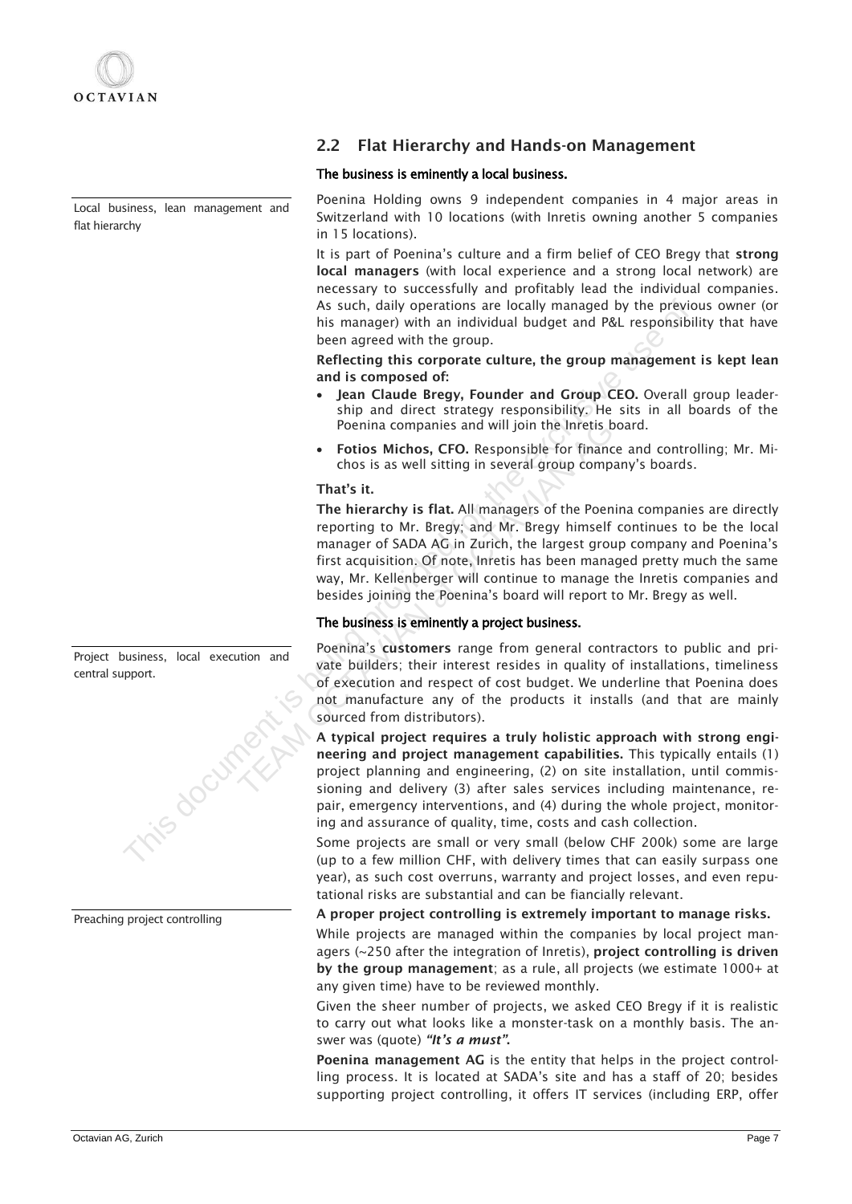## 2.2 Flat Hierarchy and Hands-on Management

**The business is eminently a local business.**

Local business, lean management and flat hierarchy

Poenina Holding owns 9 independent companies in 4 major areas in Switzerland with 10 locations (with Inretis owning another 5 companies in 15 locations).

It is part of Poenina's culture and a firm belief of CEO Bregy that **strong local managers** (with local experience and a strong local network) are necessary to successfully and profitably lead the individual companies. As such, daily operations are locally managed by the previous owner (or his manager) with an individual budget and P&L responsibility that have been agreed with the group.

**Reflecting this corporate culture, the group management is kept lean and is composed of:**

- **Jean Claude Bregy, Founder and Group CEO.** Overall group leadership and direct strategy responsibility. He sits in all boards of the Poenina companies and will join the Inretis board.
- **Fotios Michos, CFO.** Responsible for finance and controlling; Mr. Michos is as well sitting in several group company's boards.

**That's it.**

**The hierarchy is flat.** All managers of the Poenina companies are directly reporting to Mr. Bregy; and Mr. Bregy himself continues to be the local manager of SADA AG in Zurich, the largest group company and Poenina's first acquisition. Of note, Inretis has been managed pretty much the same way, Mr. Kellenberger will continue to manage the Inretis companies and besides joining the Poenina's board will report to Mr. Bregy as well.

**The business is eminently a project business.**

Project business, local execution and central support.

Poenina's **customers** range from general contractors to public and private builders; their interest resides in quality of installations, timeliness of execution and respect of cost budget. We underline that Poenina does not manufacture any of the products it installs (and that are mainly sourced from distributors).

**A typical project requires a truly holistic approach with strong engineering and project management capabilities.** This typically entails (1) project planning and engineering, (2) on site installation, until commissioning and delivery (3) after sales services including maintenance, repair, emergency interventions, and (4) during the whole project, monitoring and assurance of quality, time, costs and cash collection.

Some projects are small or very small (below CHF 200k) some are large (up to a few million CHF, with delivery times that can easily surpass one year), as such cost overruns, warranty and project losses, and even reputational risks are substantial and can be fiancially relevant.

Preaching project controlling

**A proper project controlling is extremely important to manage risks.**

While projects are managed within the companies by local project managers (~250 after the integration of Inretis), **project controlling is driven by the group management**; as a rule, all projects (we estimate 1000+ at any given time) have to be reviewed monthly.

Given the sheer number of projects, we asked CEO Bregy if it is realistic to carry out what looks like a monster-task on a monthly basis. The answer was (quote) ***"It's a must".***

**Poenina management AG** is the entity that helps in the project controlling process. It is located at SADA's site and has a staff of 20; besides supporting project controlling, it offers IT services (including ERP, offer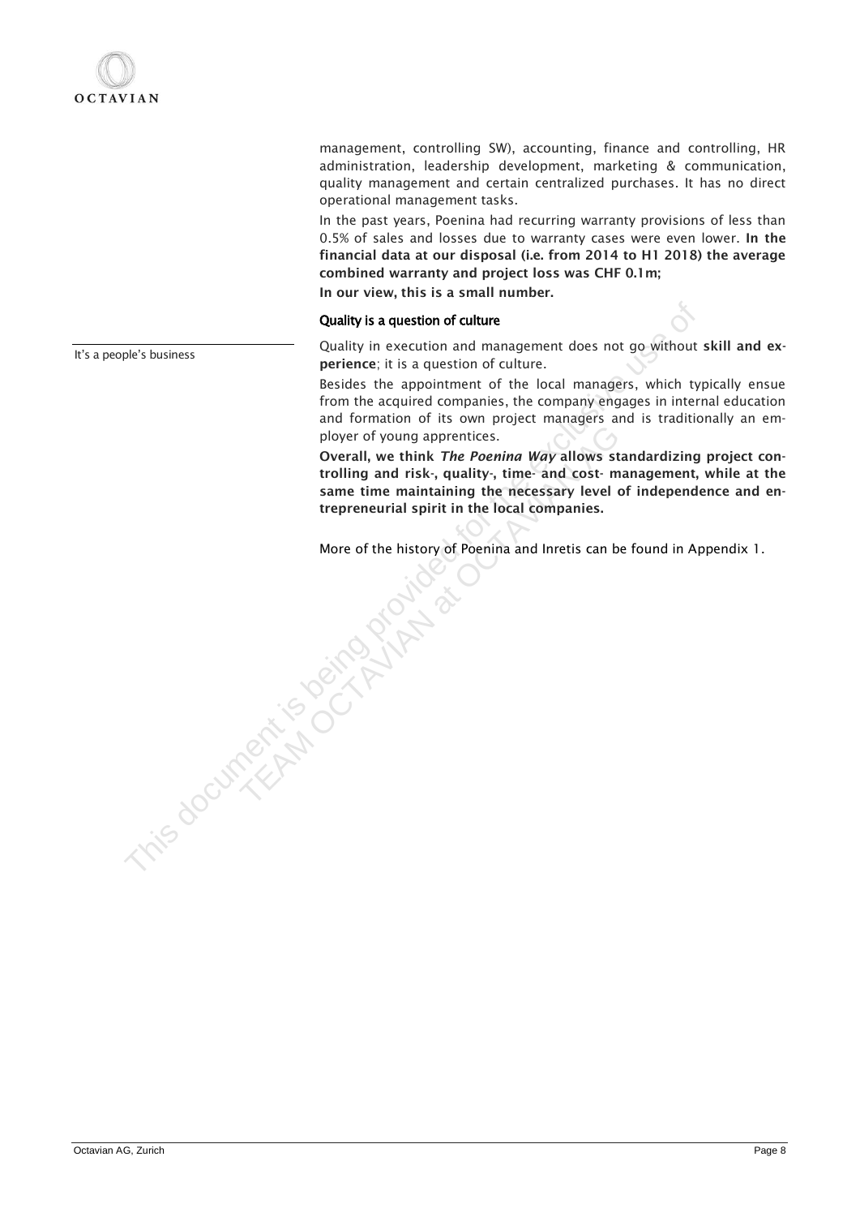management, controlling SW), accounting, finance and controlling, HR administration, leadership development, marketing & communication, quality management and certain centralized purchases. It has no direct operational management tasks.

In the past years, Poenina had recurring warranty provisions of less than 0.5% of sales and losses due to warranty cases were even lower. **In the financial data at our disposal (i.e. from 2014 to H1 2018) the average combined warranty and project loss was CHF 0.1m;**

**In our view, this is a small number.**

### Quality is a question of culture

It's a people's business

Quality in execution and management does not go without **skill and experience**; it is a question of culture.

Besides the appointment of the local managers, which typically ensue from the acquired companies, the company engages in internal education and formation of its own project managers and is traditionally an employer of young apprentices.

**Overall, we think *The Poenina Way* allows standardizing project controlling and risk-, quality-, time- and cost- management, while at the same time maintaining the necessary level of independence and entrepreneurial spirit in the local companies.**

More of the history of Poenina and Inretis can be found in Appendix 1.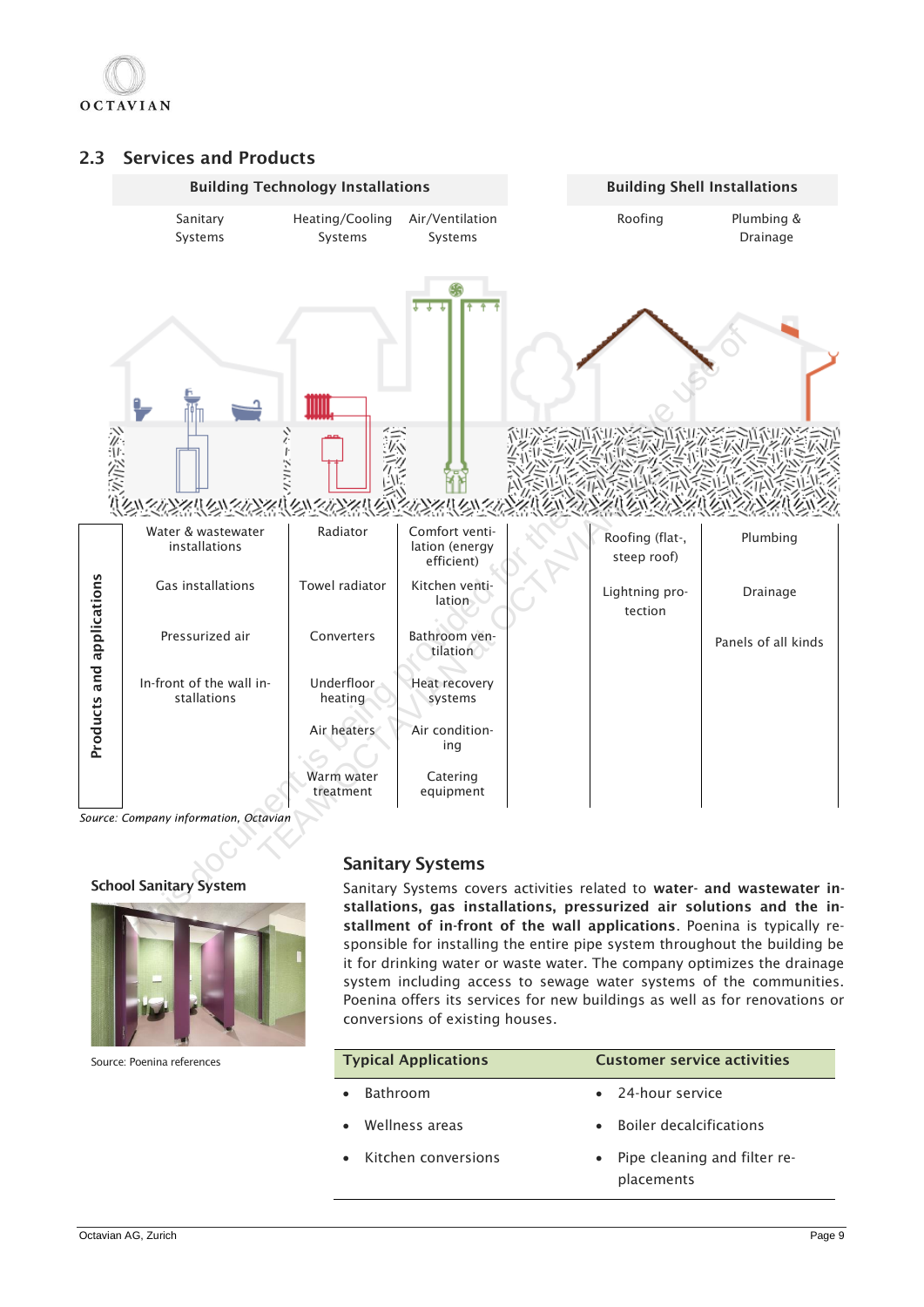## 2.3 Services and Products

| Building Technology Installations | | | Building Shell Installations | |
|---|---|---|---|---|
| Sanitary Systems | Heating/Cooling Systems | Air/Ventilation Systems | Roofing | Plumbing & Drainage |
| Water & wastewater installations | Radiator | Comfort ventilation (energy efficient) | Roofing (flat-, steep roof) | Plumbing |
| Gas installations | Towel radiator | Kitchen ventilation | Lightning protection | Drainage |
| Pressurized air | Converters | Bathroom ventilation | | Panels of all kinds |
| In-front of the wall installations | Underfloor heating | Heat recovery systems | | |
| | Air heaters | Air conditioning | | |
| | Warm water treatment | Catering equipment | | |

*Products and applications*

*Source: Company information, Octavian*

### Sanitary Systems

Sanitary Systems covers activities related to **water- and wastewater installations, gas installations, pressurized air solutions and the installment of in-front of the wall applications**. Poenina is typically responsible for installing the entire pipe system throughout the building be it for drinking water or waste water. The company optimizes the drainage system including access to sewage water systems of the communities. Poenina offers its services for new buildings as well as for renovations or conversions of existing houses.

**School Sanitary System**

Source: Poenina references

| Typical Applications | Customer service activities |
|---|---|
| • Bathroom | • 24-hour service |
| • Wellness areas | • Boiler decalcifications |
| • Kitchen conversions | • Pipe cleaning and filter replacements |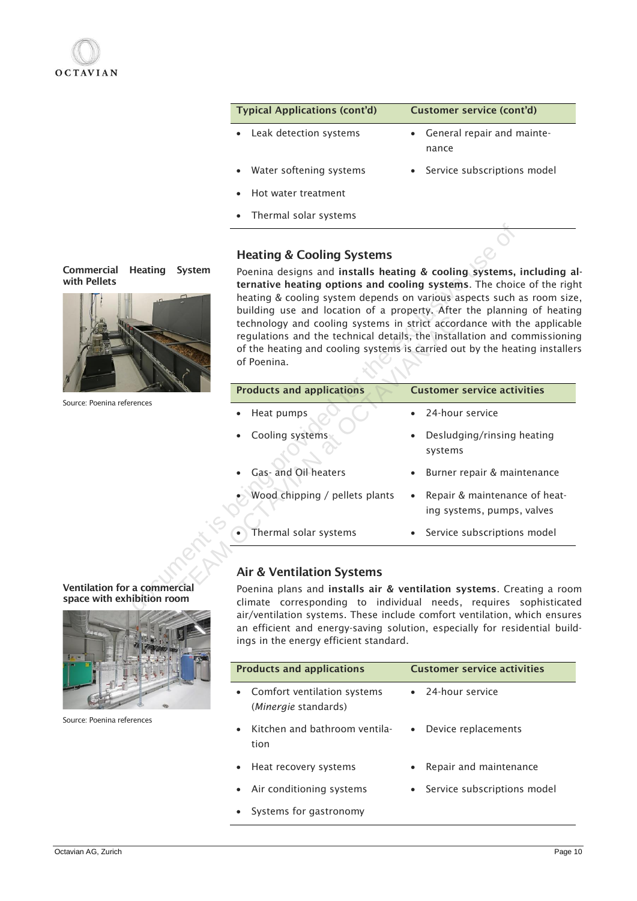| Typical Applications (cont'd) | Customer service (cont'd) |
|---|---|
| • Leak detection systems | • General repair and maintenance |
| • Water softening systems | • Service subscriptions model |
| • Hot water treatment | |
| • Thermal solar systems | |

## Heating & Cooling Systems

**Commercial Heating System with Pellets**

Source: Poenina references

Poenina designs and **installs heating & cooling systems, including alternative heating options and cooling systems**. The choice of the right heating & cooling system depends on various aspects such as room size, building use and location of a property. After the planning of heating technology and cooling systems in strict accordance with the applicable regulations and the technical details, the installation and commissioning of the heating and cooling systems is carried out by the heating installers of Poenina.

| Products and applications | Customer service activities |
|---|---|
| • Heat pumps | • 24-hour service |
| • Cooling systems | • Desludging/rinsing heating systems |
| • Gas- and Oil heaters | • Burner repair & maintenance |
| • Wood chipping / pellets plants | • Repair & maintenance of heating systems, pumps, valves |
| • Thermal solar systems | • Service subscriptions model |

## Air & Ventilation Systems

**Ventilation for a commercial space with exhibition room**

Source: Poenina references

Poenina plans and **installs air & ventilation systems**. Creating a room climate corresponding to individual needs, requires sophisticated air/ventilation systems. These include comfort ventilation, which ensures an efficient and energy-saving solution, especially for residential buildings in the energy efficient standard.

| Products and applications | Customer service activities |
|---|---|
| • Comfort ventilation systems (*Minergie* standards) | • 24-hour service |
| • Kitchen and bathroom ventilation | • Device replacements |
| • Heat recovery systems | • Repair and maintenance |
| • Air conditioning systems | • Service subscriptions model |
| • Systems for gastronomy | |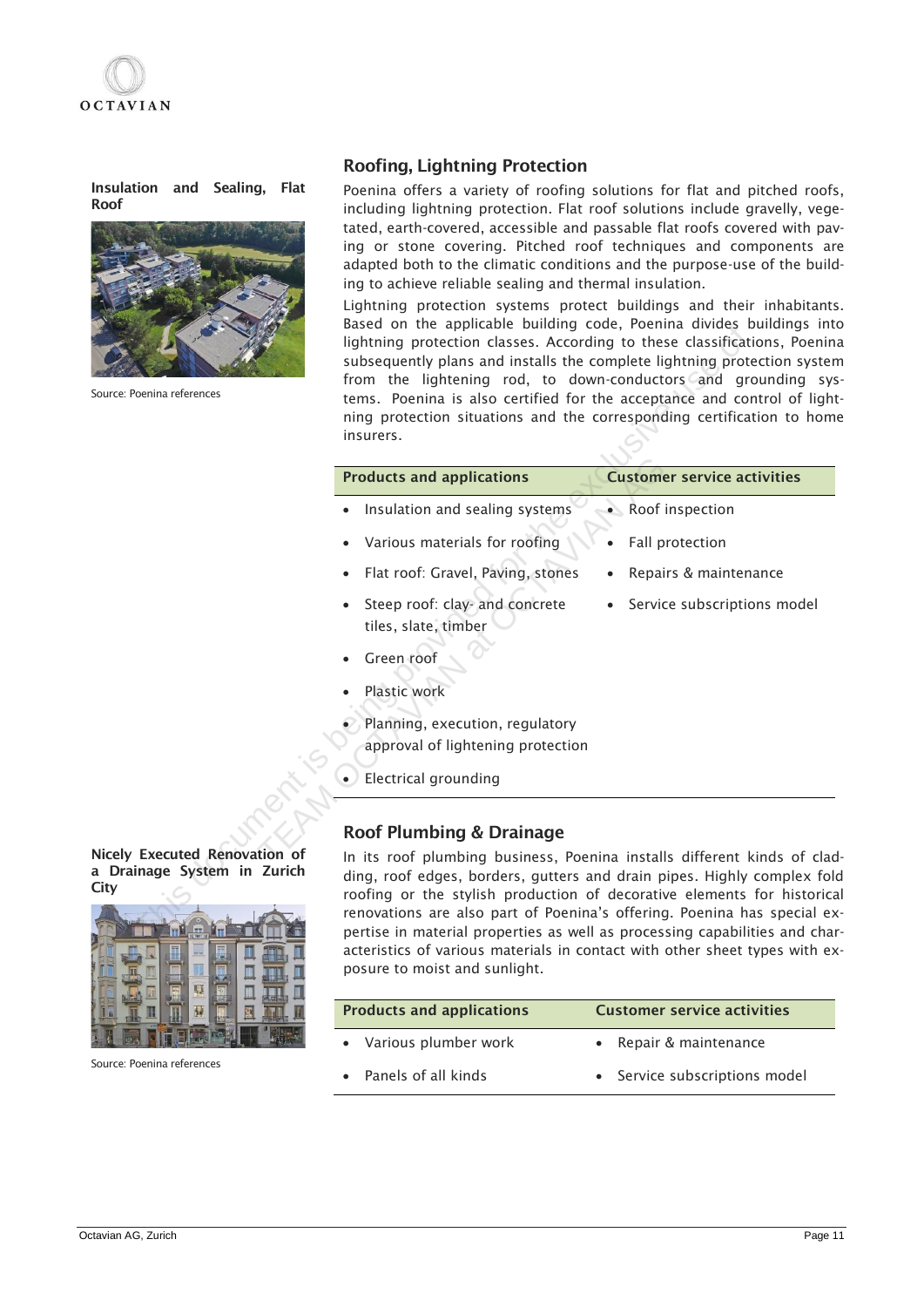## Roofing, Lightning Protection

**Insulation and Sealing, Flat Roof**

Source: Poenina references

Poenina offers a variety of roofing solutions for flat and pitched roofs, including lightning protection. Flat roof solutions include gravelly, vegetated, earth-covered, accessible and passable flat roofs covered with paving or stone covering. Pitched roof techniques and components are adapted both to the climatic conditions and the purpose-use of the building to achieve reliable sealing and thermal insulation.

Lightning protection systems protect buildings and their inhabitants. Based on the applicable building code, Poenina divides buildings into lightning protection classes. According to these classifications, Poenina subsequently plans and installs the complete lightning protection system from the lightening rod, to down-conductors and grounding systems. Poenina is also certified for the acceptance and control of lightning protection situations and the corresponding certification to home insurers.

| Products and applications | Customer service activities |
|---|---|
| • Insulation and sealing systems | • Roof inspection |
| • Various materials for roofing | • Fall protection |
| • Flat roof: Gravel, Paving, stones | • Repairs & maintenance |
| • Steep roof: clay- and concrete tiles, slate, timber | • Service subscriptions model |
| • Green roof | |
| • Plastic work | |
| • Planning, execution, regulatory approval of lightening protection | |
| • Electrical grounding | |

## Roof Plumbing & Drainage

**Nicely Executed Renovation of a Drainage System in Zurich City**

Source: Poenina references

In its roof plumbing business, Poenina installs different kinds of cladding, roof edges, borders, gutters and drain pipes. Highly complex fold roofing or the stylish production of decorative elements for historical renovations are also part of Poenina's offering. Poenina has special expertise in material properties as well as processing capabilities and characteristics of various materials in contact with other sheet types with exposure to moist and sunlight.

| Products and applications | Customer service activities |
|---|---|
| • Various plumber work | • Repair & maintenance |
| • Panels of all kinds | • Service subscriptions model |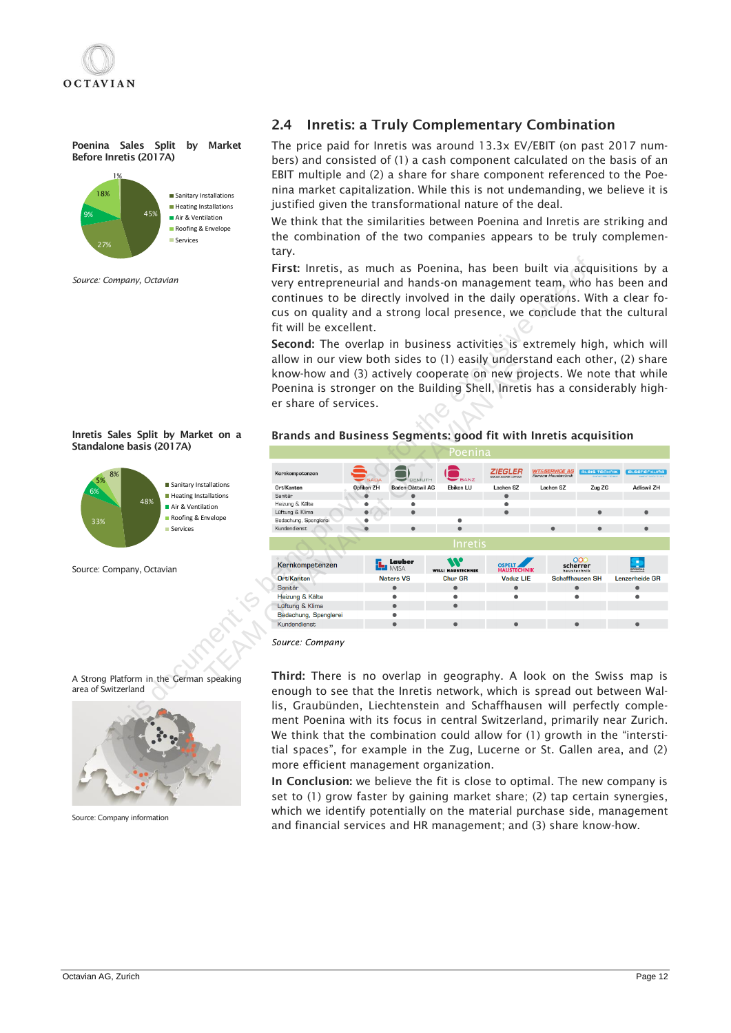## 2.4 Inretis: a Truly Complementary Combination

The price paid for Inretis was around 13.3x EV/EBIT (on past 2017 numbers) and consisted of (1) a cash component calculated on the basis of an EBIT multiple and (2) a share for share component referenced to the Poenina market capitalization. While this is not undemanding, we believe it is justified given the transformational nature of the deal.

We think that the similarities between Poenina and Inretis are striking and the combination of the two companies appears to be truly complementary.

**First:** Inretis, as much as Poenina, has been built via acquisitions by a very entrepreneurial and hands-on management team, who has been and continues to be directly involved in the daily operations. With a clear focus on quality and a strong local presence, we conclude that the cultural fit will be excellent.

**Second:** The overlap in business activities is extremely high, which will allow in our view both sides to (1) easily understand each other, (2) share know-how and (3) actively cooperate on new projects. We note that while Poenina is stronger on the Building Shell, Inretis has a considerably higher share of services.

**Poenina Sales Split by Market Before Inretis (2017A)**

| Market | Share |
|---|---|
| Sanitary Installations | 45% |
| Heating Installations | 27% |
| Air & Ventilation | 9% |
| Roofing & Envelope | 18% |
| Services | 1% |

*Source: Company, Octavian*

**Inretis Sales Split by Market on a Standalone basis (2017A)**

| Market | Share |
|---|---|
| Sanitary Installations | 48% |
| Heating Installations | 33% |
| Air & Ventilation | 6% |
| Roofing & Envelope | 5% |
| Services | 8% |

Source: Company, Octavian

**Brands and Business Segments: good fit with Inretis acquisition**

**Poenina**

| Kernkompetenzen | SADA | DEMUTH | BANZ | ZIEGLER | WT&SERVICE AG | ALBIS TECHNIK | ALSENER KLIMA |
|---|---|---|---|---|---|---|---|
| Ort/Kanton | Opfikon ZH | Baden-Dättwil AG | Ebikon LU | Lachen SZ | Lachen SZ | Zug ZG | Adliswil ZH |
| Sanitär | ● | ● | | ● | | | |
| Heizung & Kälte | ● | ● | | ● | | | |
| Lüftung & Klima | ● | ● | | ● | | ● | ● |
| Bedachung, Spenglerei | ● | | ● | | | | |
| Kundendienst | ● | ● | ● | | ● | ● | ● |

**Inretis**

| Kernkompetenzen | Lauber IWISA | Willi Haustechnik | Ospelt Haustechnik | Scherrer Haustechnik | Sprecher |
|---|---|---|---|---|---|
| Ort/Kanton | Naters VS | Chur GR | Vaduz LIE | Schaffhausen SH | Lenzerheide GR |
| Sanitär | ● | ● | ● | ● | ● |
| Heizung & Kälte | ● | ● | ● | ● | ● |
| Lüftung & Klima | ● | ● | | | |
| Bedachung, Spenglerei | ● | | | | |
| Kundendienst | ● | ● | ● | ● | ● |

*Source: Company*

A Strong Platform in the German speaking area of Switzerland

Source: Company information

**Third:** There is no overlap in geography. A look on the Swiss map is enough to see that the Inretis network, which is spread out between Wallis, Graubünden, Liechtenstein and Schaffhausen will perfectly complement Poenina with its focus in central Switzerland, primarily near Zurich. We think that the combination could allow for (1) growth in the "interstitial spaces", for example in the Zug, Lucerne or St. Gallen area, and (2) more efficient management organization.

**In Conclusion:** we believe the fit is close to optimal. The new company is set to (1) grow faster by gaining market share; (2) tap certain synergies, which we identify potentially on the material purchase side, management and financial services and HR management; and (3) share know-how.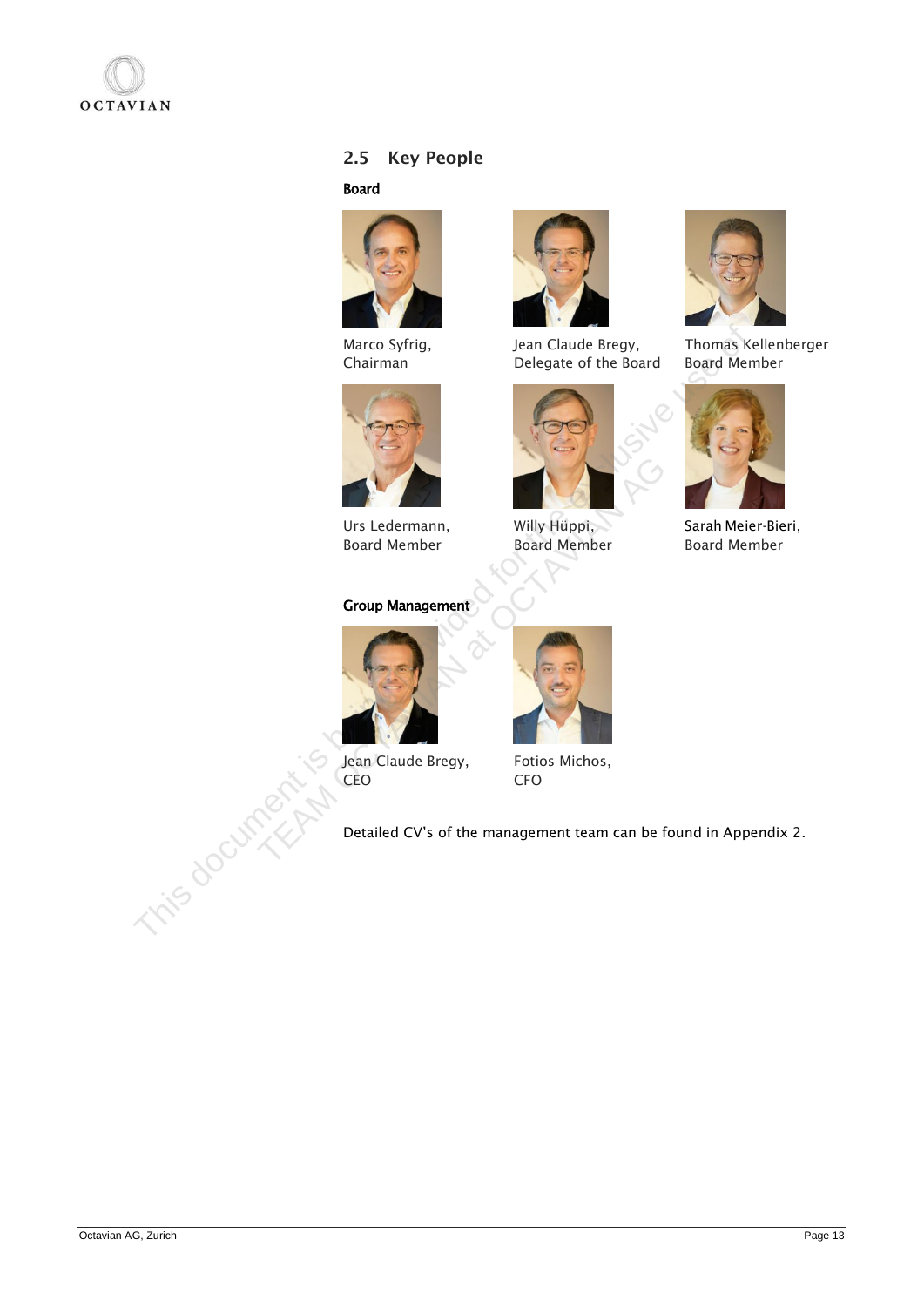## 2.5 Key People

**Board**

Marco Syfrig, Chairman

Jean Claude Bregy, Delegate of the Board

Thomas Kellenberger Board Member

Urs Ledermann, Board Member

Willy Hüppi, Board Member

Sarah Meier-Bieri, Board Member

**Group Management**

Jean Claude Bregy, CEO

Fotios Michos, CFO

Detailed CV's of the management team can be found in Appendix 2.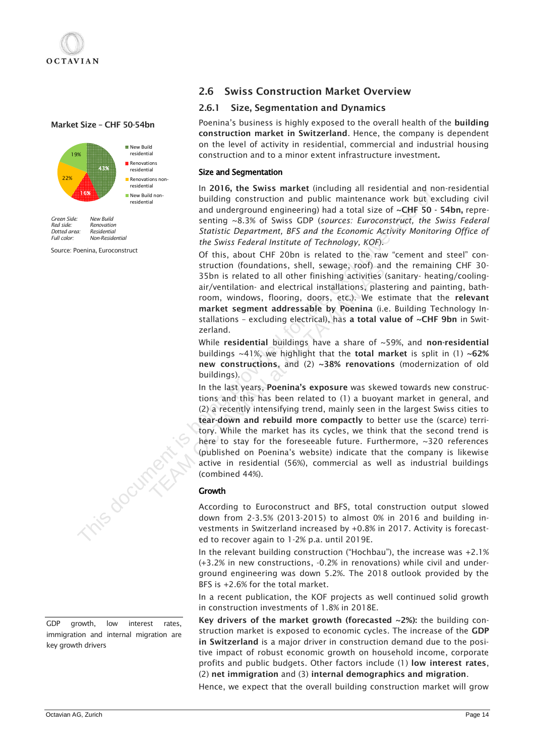## 2.6 Swiss Construction Market Overview

### 2.6.1 Size, Segmentation and Dynamics

**Market Size – CHF 50-54bn**

New Build residential 43%
Renovations residential 16%
Renovations non-residential 22%
New Build non-residential 19%

*Green Side: New Build*
*Red side: Renovation*
*Dotted area: Residential*
*Full color: Non-Residential*

Source: Poenina, Euroconstruct

Poenina's business is highly exposed to the overall health of the **building construction market in Switzerland**. Hence, the company is dependent on the level of activity in residential, commercial and industrial housing construction and to a minor extent infrastructure investment**.**

#### Size and Segmentation

In **2016, the Swiss market** (including all residential and non-residential building construction and public maintenance work but excluding civil and underground engineering) had a total size of **~CHF 50 - 54bn,** representing ~8.3% of Swiss GDP (*sources: Euroconstruct, the Swiss Federal Statistic Department, BFS and the Economic Activity Monitoring Office of the Swiss Federal Institute of Technology, KOF*).

Of this, about CHF 20bn is related to the raw "cement and steel" construction (foundations, shell, sewage, roof) and the remaining CHF 30-35bn is related to all other finishing activities (sanitary- heating/cooling-air/ventilation- and electrical installations, plastering and painting, bathroom, windows, flooring, doors, etc.). We estimate that the **relevant market segment addressable by Poenina** (i.e. Building Technology Installations – excluding electrical), has **a total value of ~CHF 9bn** in Switzerland.

While **residential** buildings have a share of ~59%, and **non-residential** buildings ~41%, we highlight that the **total market** is split in (1) **~62% new constructions**, and (2) **~38% renovations** (modernization of old buildings).

In the last years, **Poenina's exposure** was skewed towards new constructions and this has been related to (1) a buoyant market in general, and (2) a recently intensifying trend, mainly seen in the largest Swiss cities to **tear-down and rebuild more compactly** to better use the (scarce) territory. While the market has its cycles, we think that the second trend is here to stay for the foreseeable future. Furthermore, ~320 references (published on Poenina's website) indicate that the company is likewise active in residential (56%), commercial as well as industrial buildings (combined 44%).

#### Growth

According to Euroconstruct and BFS, total construction output slowed down from 2-3.5% (2013-2015) to almost 0% in 2016 and building investments in Switzerland increased by +0.8% in 2017. Activity is forecasted to recover again to 1-2% p.a. until 2019E.

In the relevant building construction ("Hochbau"), the increase was +2.1% (+3.2% in new constructions, -0.2% in renovations) while civil and underground engineering was down 5.2%. The 2018 outlook provided by the BFS is +2.6% for the total market.

In a recent publication, the KOF projects as well continued solid growth in construction investments of 1.8% in 2018E.

GDP growth, low interest rates, immigration and internal migration are key growth drivers

**Key drivers of the market growth (forecasted ~2%):** the building construction market is exposed to economic cycles. The increase of the **GDP in Switzerland** is a major driver in construction demand due to the positive impact of robust economic growth on household income, corporate profits and public budgets. Other factors include (1) **low interest rates**, (2) **net immigration** and (3) **internal demographics and migration**.

Hence, we expect that the overall building construction market will grow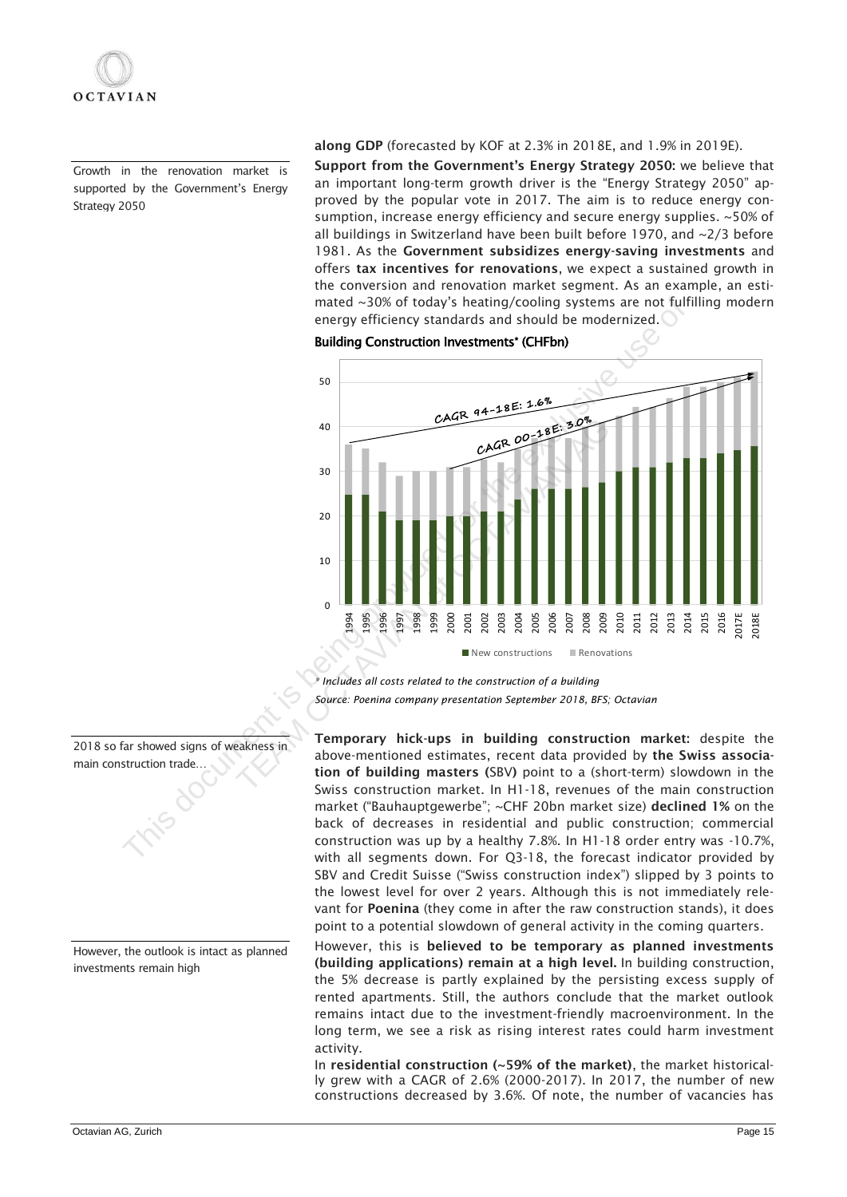Growth in the renovation market is supported by the Government's Energy Strategy 2050

**along GDP** (forecasted by KOF at 2.3% in 2018E, and 1.9% in 2019E).

**Support from the Government's Energy Strategy 2050:** we believe that an important long-term growth driver is the "Energy Strategy 2050" approved by the popular vote in 2017. The aim is to reduce energy consumption, increase energy efficiency and secure energy supplies. ~50% of all buildings in Switzerland have been built before 1970, and ~2/3 before 1981. As the **Government subsidizes energy-saving investments** and offers **tax incentives for renovations**, we expect a sustained growth in the conversion and renovation market segment. As an example, an estimated ~30% of today's heating/cooling systems are not fulfilling modern energy efficiency standards and should be modernized.

**Building Construction Investments* (CHFbn)**

CAGR 94-18E: 1.6%

CAGR 00-18E: 3.0%

New constructions / Renovations

*\* Includes all costs related to the construction of a building*

*Source: Poenina company presentation September 2018, BFS; Octavian*

2018 so far showed signs of weakness in main construction trade…

**Temporary hick-ups in building construction market:** despite the above-mentioned estimates, recent data provided by **the Swiss association of building masters (**SBV**)** point to a (short-term) slowdown in the Swiss construction market. In H1-18, revenues of the main construction market ("Bauhauptgewerbe"; ~CHF 20bn market size) **declined 1%** on the back of decreases in residential and public construction; commercial construction was up by a healthy 7.8%. In H1-18 order entry was -10.7%, with all segments down. For Q3-18, the forecast indicator provided by SBV and Credit Suisse ("Swiss construction index") slipped by 3 points to the lowest level for over 2 years. Although this is not immediately relevant for **Poenina** (they come in after the raw construction stands), it does point to a potential slowdown of general activity in the coming quarters.

However, the outlook is intact as planned investments remain high

However, this is **believed to be temporary as planned investments (building applications) remain at a high level.** In building construction, the 5% decrease is partly explained by the persisting excess supply of rented apartments. Still, the authors conclude that the market outlook remains intact due to the investment-friendly macroenvironment. In the long term, we see a risk as rising interest rates could harm investment activity.

In **residential construction (~59% of the market)**, the market historically grew with a CAGR of 2.6% (2000-2017). In 2017, the number of new constructions decreased by 3.6%. Of note, the number of vacancies has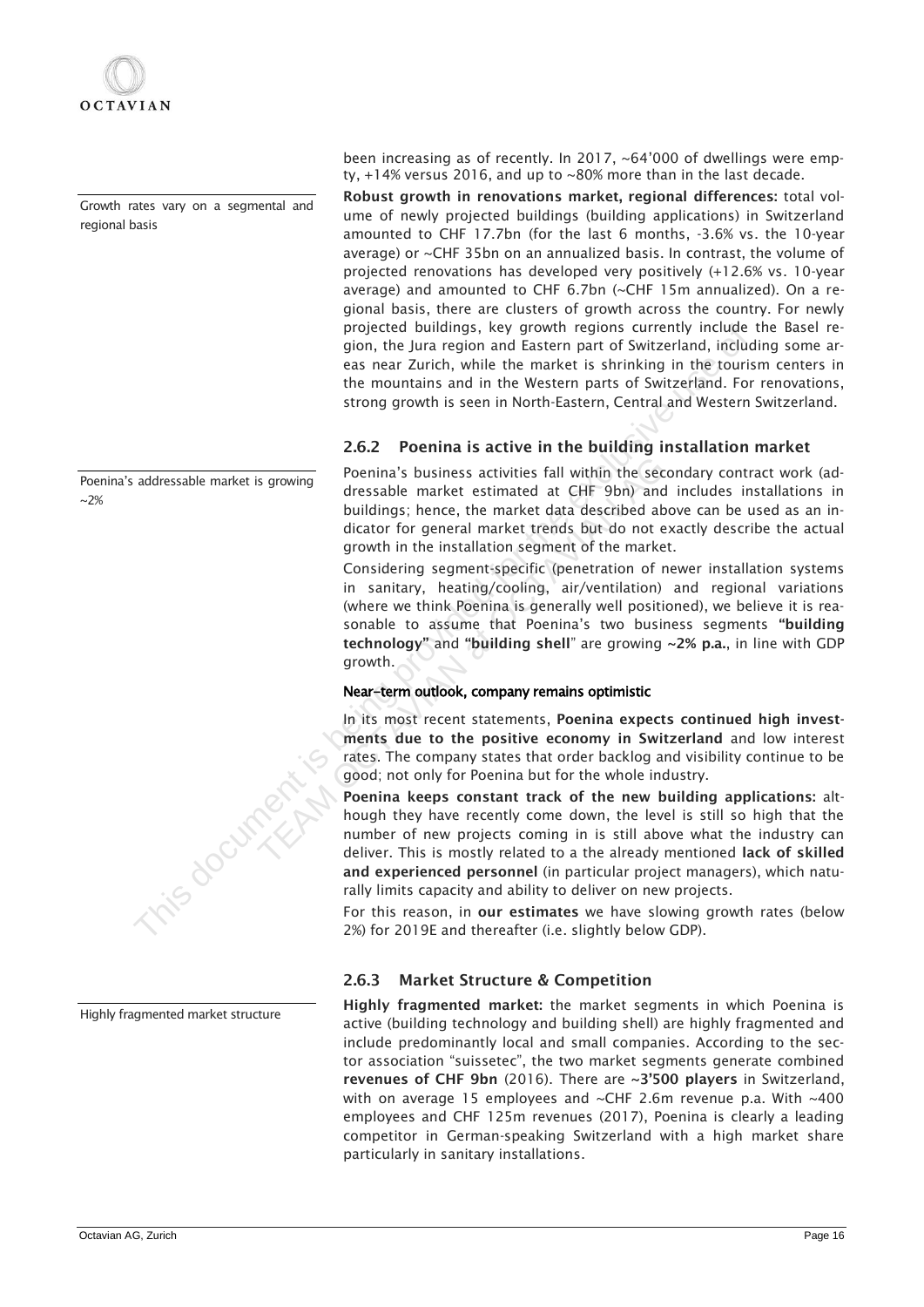been increasing as of recently. In 2017, ~64'000 of dwellings were empty, +14% versus 2016, and up to ~80% more than in the last decade.

Growth rates vary on a segmental and regional basis

**Robust growth in renovations market, regional differences:** total volume of newly projected buildings (building applications) in Switzerland amounted to CHF 17.7bn (for the last 6 months, -3.6% vs. the 10-year average) or ~CHF 35bn on an annualized basis. In contrast, the volume of projected renovations has developed very positively (+12.6% vs. 10-year average) and amounted to CHF 6.7bn (~CHF 15m annualized). On a regional basis, there are clusters of growth across the country. For newly projected buildings, key growth regions currently include the Basel region, the Jura region and Eastern part of Switzerland, including some areas near Zurich, while the market is shrinking in the tourism centers in the mountains and in the Western parts of Switzerland. For renovations, strong growth is seen in North-Eastern, Central and Western Switzerland.

### 2.6.2 Poenina is active in the building installation market

Poenina's addressable market is growing ~2%

Poenina's business activities fall within the secondary contract work (addressable market estimated at CHF 9bn) and includes installations in buildings; hence, the market data described above can be used as an indicator for general market trends but do not exactly describe the actual growth in the installation segment of the market.

Considering segment-specific (penetration of newer installation systems in sanitary, heating/cooling, air/ventilation) and regional variations (where we think Poenina is generally well positioned), we believe it is reasonable to assume that Poenina's two business segments **"building technology"** and **"building shell"** are growing **~2% p.a.**, in line with GDP growth.

#### Near-term outlook, company remains optimistic

In its most recent statements, **Poenina expects continued high investments due to the positive economy in Switzerland** and low interest rates. The company states that order backlog and visibility continue to be good; not only for Poenina but for the whole industry.

**Poenina keeps constant track of the new building applications:** although they have recently come down, the level is still so high that the number of new projects coming in is still above what the industry can deliver. This is mostly related to a the already mentioned **lack of skilled and experienced personnel** (in particular project managers), which naturally limits capacity and ability to deliver on new projects.

For this reason, in **our estimates** we have slowing growth rates (below 2%) for 2019E and thereafter (i.e. slightly below GDP).

### 2.6.3 Market Structure & Competition

Highly fragmented market structure

**Highly fragmented market:** the market segments in which Poenina is active (building technology and building shell) are highly fragmented and include predominantly local and small companies. According to the sector association "suissetec", the two market segments generate combined **revenues of CHF 9bn** (2016). There are **~3'500 players** in Switzerland, with on average 15 employees and ~CHF 2.6m revenue p.a. With ~400 employees and CHF 125m revenues (2017), Poenina is clearly a leading competitor in German-speaking Switzerland with a high market share particularly in sanitary installations.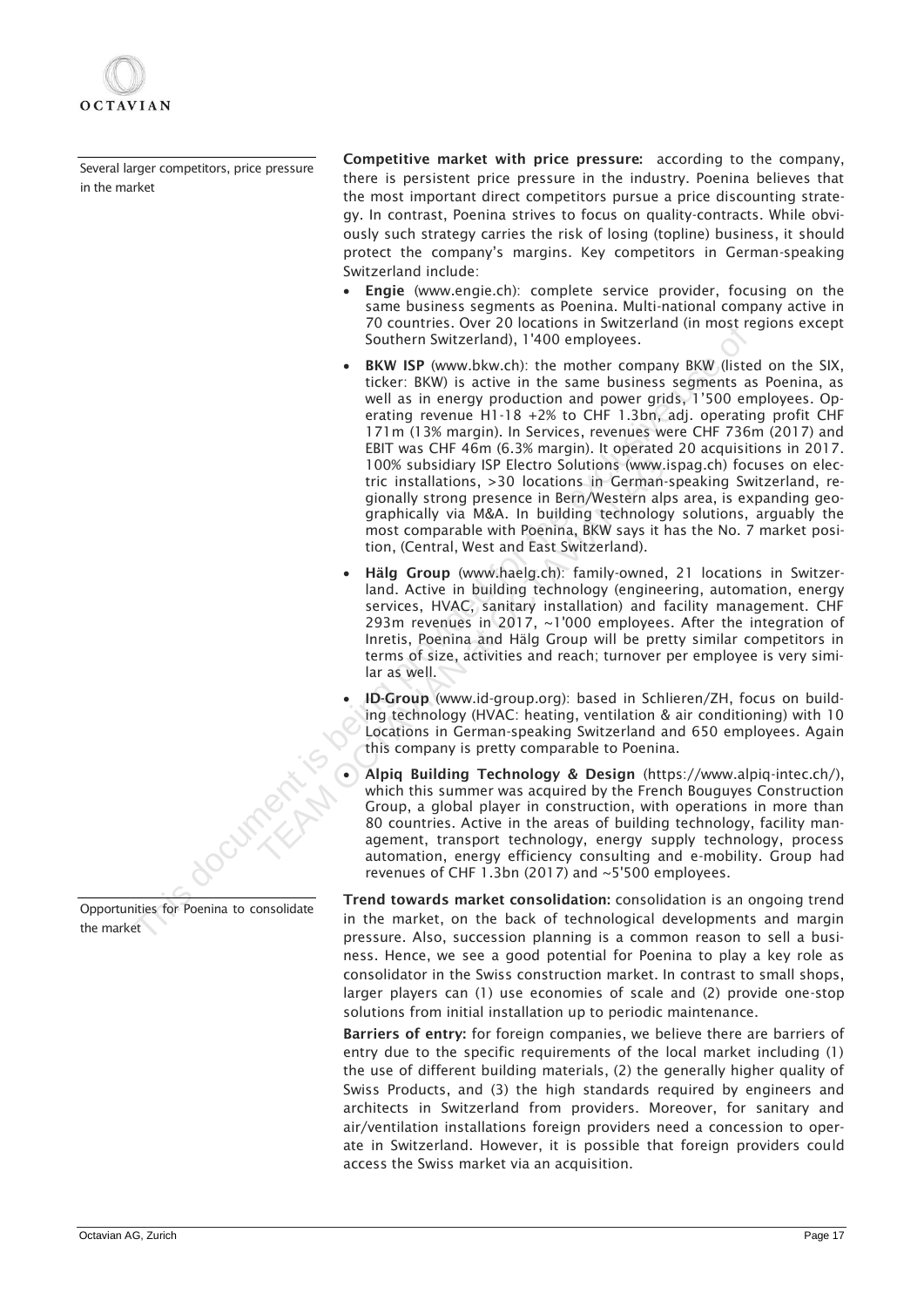Several larger competitors, price pressure in the market

**Competitive market with price pressure:** according to the company, there is persistent price pressure in the industry. Poenina believes that the most important direct competitors pursue a price discounting strategy. In contrast, Poenina strives to focus on quality-contracts. While obviously such strategy carries the risk of losing (topline) business, it should protect the company's margins. Key competitors in German-speaking Switzerland include:

- **Engie** (www.engie.ch): complete service provider, focusing on the same business segments as Poenina. Multi-national company active in 70 countries. Over 20 locations in Switzerland (in most regions except Southern Switzerland), 1'400 employees.
- **BKW ISP** (www.bkw.ch): the mother company BKW (listed on the SIX, ticker: BKW) is active in the same business segments as Poenina, as well as in energy production and power grids, 1'500 employees. Operating revenue H1-18 +2% to CHF 1.3bn, adj. operating profit CHF 171m (13% margin). In Services, revenues were CHF 736m (2017) and EBIT was CHF 46m (6.3% margin). It operated 20 acquisitions in 2017. 100% subsidiary ISP Electro Solutions (www.ispag.ch) focuses on electric installations, >30 locations in German-speaking Switzerland, regionally strong presence in Bern/Western alps area, is expanding geographically via M&A. In building technology solutions, arguably the most comparable with Poenina, BKW says it has the No. 7 market position, (Central, West and East Switzerland).
- **Hälg Group** (www.haelg.ch): family-owned, 21 locations in Switzerland. Active in building technology (engineering, automation, energy services, HVAC, sanitary installation) and facility management. CHF 293m revenues in 2017, ~1'000 employees. After the integration of Inretis, Poenina and Hälg Group will be pretty similar competitors in terms of size, activities and reach; turnover per employee is very similar as well.
- **ID-Group** (www.id-group.org): based in Schlieren/ZH, focus on building technology (HVAC: heating, ventilation & air conditioning) with 10 Locations in German-speaking Switzerland and 650 employees. Again this company is pretty comparable to Poenina.
- **Alpiq Building Technology & Design** (https://www.alpiq-intec.ch/), which this summer was acquired by the French Bouguyes Construction Group, a global player in construction, with operations in more than 80 countries. Active in the areas of building technology, facility management, transport technology, energy supply technology, process automation, energy efficiency consulting and e-mobility. Group had revenues of CHF 1.3bn (2017) and ~5'500 employees.

Opportunities for Poenina to consolidate the market

**Trend towards market consolidation:** consolidation is an ongoing trend in the market, on the back of technological developments and margin pressure. Also, succession planning is a common reason to sell a business. Hence, we see a good potential for Poenina to play a key role as consolidator in the Swiss construction market. In contrast to small shops, larger players can (1) use economies of scale and (2) provide one-stop solutions from initial installation up to periodic maintenance.

**Barriers of entry:** for foreign companies, we believe there are barriers of entry due to the specific requirements of the local market including (1) the use of different building materials, (2) the generally higher quality of Swiss Products, and (3) the high standards required by engineers and architects in Switzerland from providers. Moreover, for sanitary and air/ventilation installations foreign providers need a concession to operate in Switzerland. However, it is possible that foreign providers could access the Swiss market via an acquisition.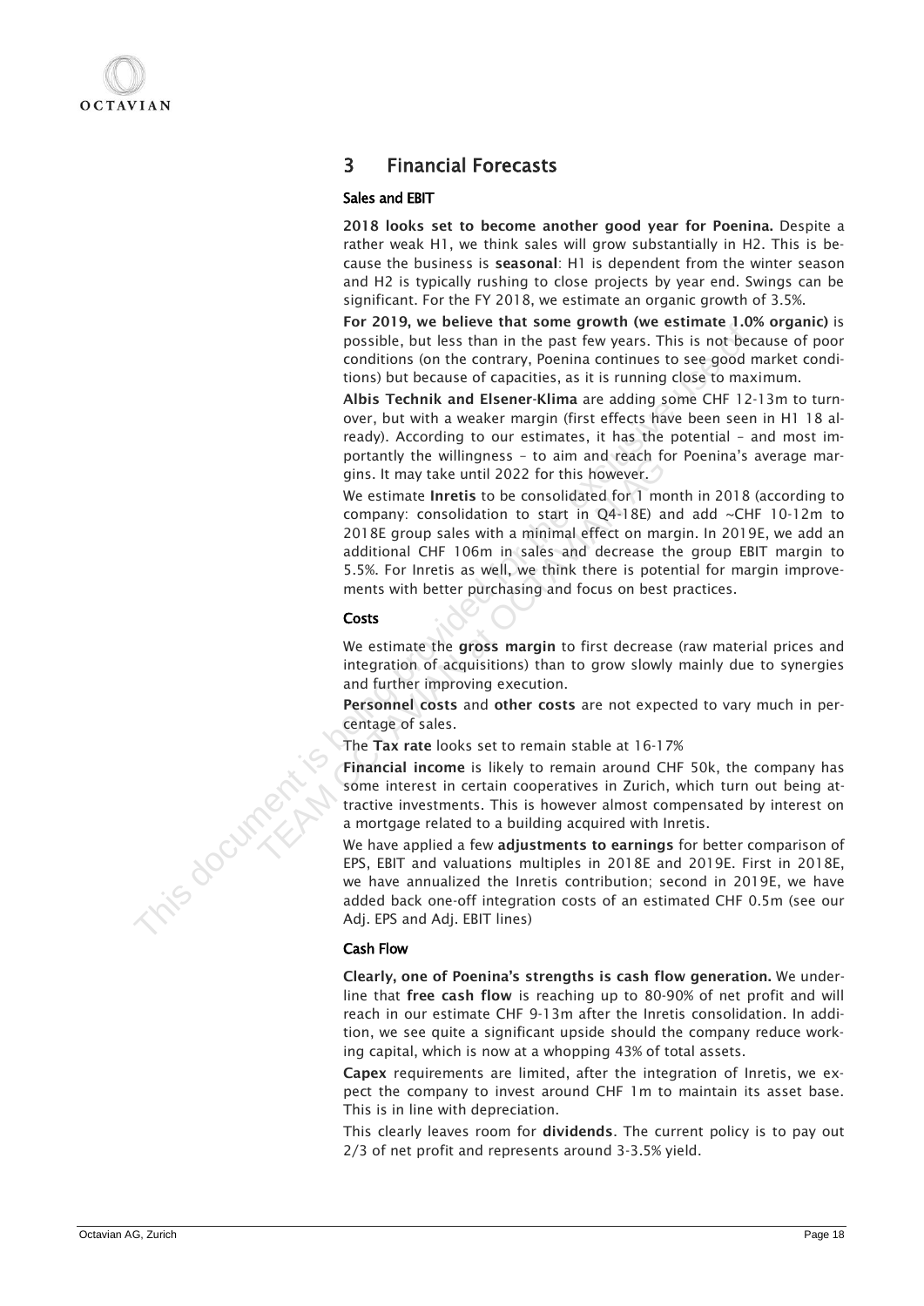# 3 Financial Forecasts

### Sales and EBIT

**2018 looks set to become another good year for Poenina.** Despite a rather weak H1, we think sales will grow substantially in H2. This is because the business is **seasonal**: H1 is dependent from the winter season and H2 is typically rushing to close projects by year end. Swings can be significant. For the FY 2018, we estimate an organic growth of 3.5%.

**For 2019, we believe that some growth (we estimate 1.0% organic)** is possible, but less than in the past few years. This is not because of poor conditions (on the contrary, Poenina continues to see good market conditions) but because of capacities, as it is running close to maximum.

**Albis Technik and Elsener-Klima** are adding some CHF 12-13m to turnover, but with a weaker margin (first effects have been seen in H1 18 already). According to our estimates, it has the potential – and most importantly the willingness – to aim and reach for Poenina's average margins. It may take until 2022 for this however.

We estimate **Inretis** to be consolidated for 1 month in 2018 (according to company: consolidation to start in Q4-18E) and add ~CHF 10-12m to 2018E group sales with a minimal effect on margin. In 2019E, we add an additional CHF 106m in sales and decrease the group EBIT margin to 5.5%. For Inretis as well, we think there is potential for margin improvements with better purchasing and focus on best practices.

### Costs

We estimate the **gross margin** to first decrease (raw material prices and integration of acquisitions) than to grow slowly mainly due to synergies and further improving execution.

**Personnel costs** and **other costs** are not expected to vary much in percentage of sales.

The **Tax rate** looks set to remain stable at 16-17%

**Financial income** is likely to remain around CHF 50k, the company has some interest in certain cooperatives in Zurich, which turn out being attractive investments. This is however almost compensated by interest on a mortgage related to a building acquired with Inretis.

We have applied a few **adjustments to earnings** for better comparison of EPS, EBIT and valuations multiples in 2018E and 2019E. First in 2018E, we have annualized the Inretis contribution; second in 2019E, we have added back one-off integration costs of an estimated CHF 0.5m (see our Adj. EPS and Adj. EBIT lines)

### Cash Flow

**Clearly, one of Poenina's strengths is cash flow generation.** We underline that **free cash flow** is reaching up to 80-90% of net profit and will reach in our estimate CHF 9-13m after the Inretis consolidation. In addition, we see quite a significant upside should the company reduce working capital, which is now at a whopping 43% of total assets.

**Capex** requirements are limited, after the integration of Inretis, we expect the company to invest around CHF 1m to maintain its asset base. This is in line with depreciation.

This clearly leaves room for **dividends**. The current policy is to pay out 2/3 of net profit and represents around 3-3.5% yield.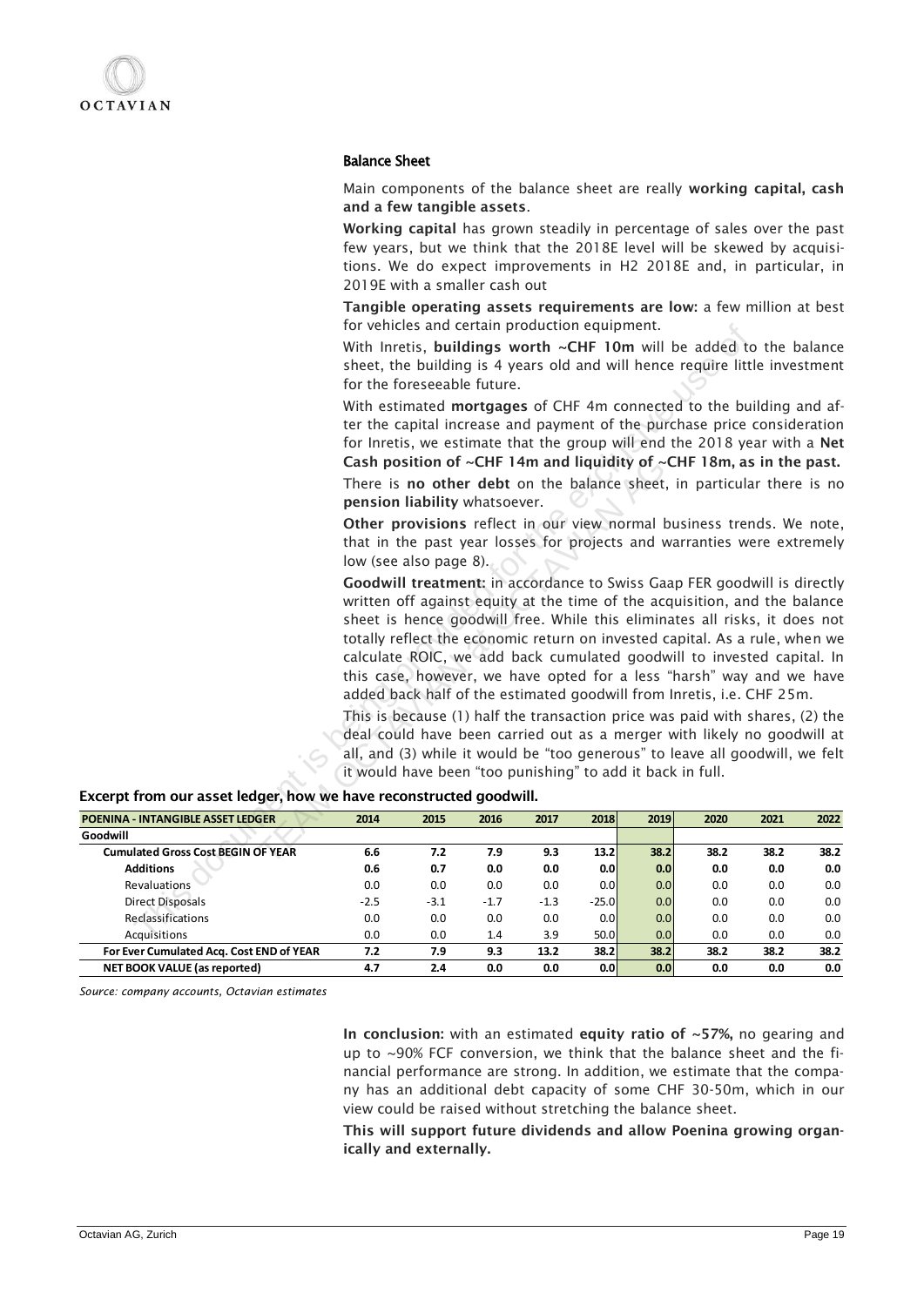## Balance Sheet

Main components of the balance sheet are really **working capital, cash and a few tangible assets**.

**Working capital** has grown steadily in percentage of sales over the past few years, but we think that the 2018E level will be skewed by acquisitions. We do expect improvements in H2 2018E and, in particular, in 2019E with a smaller cash out

**Tangible operating assets requirements are low:** a few million at best for vehicles and certain production equipment.

With Inretis, **buildings worth ~CHF 10m** will be added to the balance sheet, the building is 4 years old and will hence require little investment for the foreseeable future.

With estimated **mortgages** of CHF 4m connected to the building and after the capital increase and payment of the purchase price consideration for Inretis, we estimate that the group will end the 2018 year with a **Net Cash position of ~CHF 14m and liquidity of ~CHF 18m, as in the past.**

There is **no other debt** on the balance sheet, in particular there is no **pension liability** whatsoever.

**Other provisions** reflect in our view normal business trends. We note, that in the past year losses for projects and warranties were extremely low (see also page 8).

**Goodwill treatment:** in accordance to Swiss Gaap FER goodwill is directly written off against equity at the time of the acquisition, and the balance sheet is hence goodwill free. While this eliminates all risks, it does not totally reflect the economic return on invested capital. As a rule, when we calculate ROIC, we add back cumulated goodwill to invested capital. In this case, however, we have opted for a less "harsh" way and we have added back half of the estimated goodwill from Inretis, i.e. CHF 25m.

This is because (1) half the transaction price was paid with shares, (2) the deal could have been carried out as a merger with likely no goodwill at all, and (3) while it would be "too generous" to leave all goodwill, we felt it would have been "too punishing" to add it back in full.

**Excerpt from our asset ledger, how we have reconstructed goodwill.**

| POENINA - INTANGIBLE ASSET LEDGER | 2014 | 2015 | 2016 | 2017 | 2018 | 2019 | 2020 | 2021 | 2022 |
|---|---|---|---|---|---|---|---|---|---|
| **Goodwill** | | | | | | | | | |
| **Cumulated Gross Cost BEGIN OF YEAR** | **6.6** | **7.2** | **7.9** | **9.3** | **13.2** | **38.2** | **38.2** | **38.2** | **38.2** |
| **Additions** | **0.6** | **0.7** | **0.0** | **0.0** | **0.0** | **0.0** | **0.0** | **0.0** | **0.0** |
| Revaluations | 0.0 | 0.0 | 0.0 | 0.0 | 0.0 | 0.0 | 0.0 | 0.0 | 0.0 |
| Direct Disposals | -2.5 | -3.1 | -1.7 | -1.3 | -25.0 | 0.0 | 0.0 | 0.0 | 0.0 |
| Reclassifications | 0.0 | 0.0 | 0.0 | 0.0 | 0.0 | 0.0 | 0.0 | 0.0 | 0.0 |
| Acquisitions | 0.0 | 0.0 | 1.4 | 3.9 | 50.0 | 0.0 | 0.0 | 0.0 | 0.0 |
| **For Ever Cumulated Acq. Cost END of YEAR** | **7.2** | **7.9** | **9.3** | **13.2** | **38.2** | **38.2** | **38.2** | **38.2** | **38.2** |
| **NET BOOK VALUE (as reported)** | **4.7** | **2.4** | **0.0** | **0.0** | **0.0** | **0.0** | **0.0** | **0.0** | **0.0** |

*Source: company accounts, Octavian estimates*

**In conclusion:** with an estimated **equity ratio of ~57%,** no gearing and up to ~90% FCF conversion, we think that the balance sheet and the financial performance are strong. In addition, we estimate that the company has an additional debt capacity of some CHF 30-50m, which in our view could be raised without stretching the balance sheet.

**This will support future dividends and allow Poenina growing organically and externally.**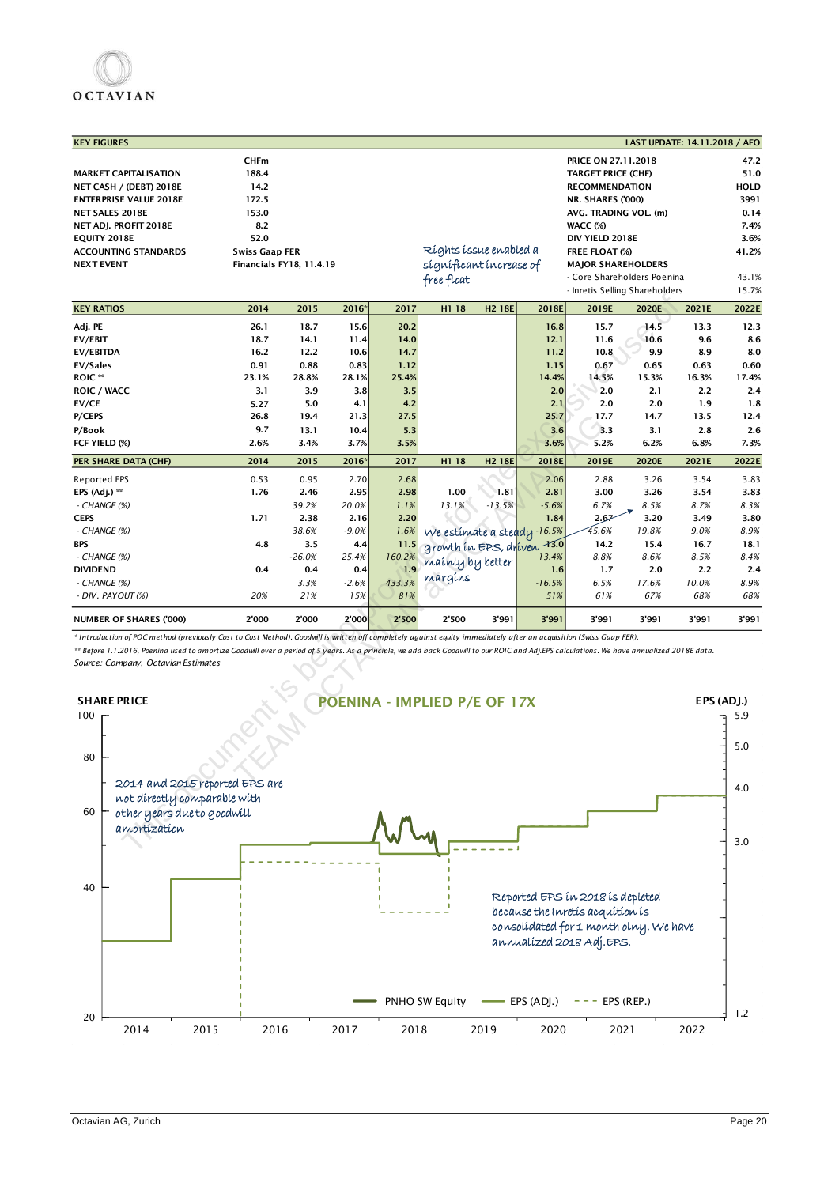OCTAVIAN

| KEY FIGURES | | | LAST UPDATE: 14.11.2018 / AFO |
|---|---|---|---|
| | CHFm | PRICE ON 27.11.2018 | 47.2 |
| MARKET CAPITALISATION | 188.4 | TARGET PRICE (CHF) | 51.0 |
| NET CASH / (DEBT) 2018E | 14.2 | RECOMMENDATION | HOLD |
| ENTERPRISE VALUE 2018E | 172.5 | NR. SHARES ('000) | 3991 |
| NET SALES 2018E | 153.0 | AVG. TRADING VOL. (m) | 0.14 |
| NET ADJ. PROFIT 2018E | 8.2 | WACC (%) | 7.4% |
| EQUITY 2018E | 52.0 | DIV YIELD 2018E | 3.6% |
| ACCOUNTING STANDARDS | Swiss Gaap FER | FREE FLOAT (%) | 41.2% |
| NEXT EVENT | Financials FY18, 11.4.19 | MAJOR SHAREHOLDERS | |
| | | - Core Shareholders Poenina | 43.1% |
| | | - Inretis Selling Shareholders | 15.7% |

Rights issue enabled a significant increase of free float

| KEY RATIOS | 2014 | 2015 | 2016* | 2017 | H1 18 | H2 18E | 2018E | 2019E | 2020E | 2021E | 2022E |
|---|---|---|---|---|---|---|---|---|---|---|---|
| Adj. PE | 26.1 | 18.7 | 15.6 | 20.2 | | | 16.8 | 15.7 | 14.5 | 13.3 | 12.3 |
| EV/EBIT | 18.7 | 14.1 | 11.4 | 14.0 | | | 12.1 | 11.6 | 10.6 | 9.6 | 8.6 |
| EV/EBITDA | 16.2 | 12.2 | 10.6 | 14.7 | | | 11.2 | 10.8 | 9.9 | 8.9 | 8.0 |
| EV/Sales | 0.91 | 0.88 | 0.83 | 1.12 | | | 1.15 | 0.67 | 0.65 | 0.63 | 0.60 |
| ROIC ** | 23.1% | 28.8% | 28.1% | 25.4% | | | 14.4% | 14.5% | 15.3% | 16.3% | 17.4% |
| ROIC / WACC | 3.1 | 3.9 | 3.8 | 3.5 | | | 2.0 | 2.0 | 2.1 | 2.2 | 2.4 |
| EV/CE | 5.27 | 5.0 | 4.1 | 4.2 | | | 2.1 | 2.0 | 2.0 | 1.9 | 1.8 |
| P/CEPS | 26.8 | 19.4 | 21.3 | 27.5 | | | 25.7 | 17.7 | 14.7 | 13.5 | 12.4 |
| P/Book | 9.7 | 13.1 | 10.4 | 5.3 | | | 3.6 | 3.3 | 3.1 | 2.8 | 2.6 |
| FCF YIELD (%) | 2.6% | 3.4% | 3.7% | 3.5% | | | 3.6% | 5.2% | 6.2% | 6.8% | 7.3% |
| **PER SHARE DATA (CHF)** | **2014** | **2015** | **2016*** | **2017** | **H1 18** | **H2 18E** | **2018E** | **2019E** | **2020E** | **2021E** | **2022E** |
| Reported EPS | 0.53 | 0.95 | 2.70 | 2.68 | | | 2.06 | 2.88 | 3.26 | 3.54 | 3.83 |
| EPS (Adj.) ** | 1.76 | 2.46 | 2.95 | 2.98 | 1.00 | 1.81 | 2.81 | 3.00 | 3.26 | 3.54 | 3.83 |
| - CHANGE (%) | | 39.2% | 20.0% | 1.1% | 13.1% | -13.5% | -5.6% | 6.7% | 8.5% | 8.7% | 8.3% |
| CEPS | 1.71 | 2.38 | 2.16 | 2.20 | | | 1.84 | 2.67 | 3.20 | 3.49 | 3.80 |
| - CHANGE (%) | | 38.6% | -9.0% | 1.6% | | | -16.5% | 45.6% | 19.8% | 9.0% | 8.9% |
| BPS | 4.8 | 3.5 | 4.4 | 11.5 | | | 13.0 | 14.2 | 15.4 | 16.7 | 18.1 |
| - CHANGE (%) | | -26.0% | 25.4% | 160.2% | | | 13.4% | 8.8% | 8.6% | 8.5% | 8.4% |
| DIVIDEND | 0.4 | 0.4 | 0.4 | 1.9 | | | 1.6 | 1.7 | 2.0 | 2.2 | 2.4 |
| - CHANGE (%) | | 3.3% | -2.6% | 433.3% | | | -16.5% | 6.5% | 17.6% | 10.0% | 8.9% |
| - DIV. PAYOUT (%) | 20% | 21% | 15% | 81% | | | 51% | 61% | 67% | 68% | 68% |
| NUMBER OF SHARES ('000) | 2'000 | 2'000 | 2'000 | 2'500 | 2'500 | 3'991 | 3'991 | 3'991 | 3'991 | 3'991 | 3'991 |

We estimate a steady growth in EPS, driven mainly by better margins

*\* Introduction of POC method (previously Cost to Cost Method). Goodwill is written off completely against equity immediately after an acquisition (Swiss Gaap FER).*

*\*\* Before 1.1.2016, Poenina used to amortize Goodwill over a period of 5 years. As a principle, we add back Goodwill to our ROIC and Adj.EPS calculations. We have annualized 2018E data.*

*Source: Company, Octavian Estimates*

**POENINA - IMPLIED P/E OF 17X**

SHARE PRICE | EPS (ADJ.)

2014 and 2015 reported EPS are not directly comparable with other years due to goodwill amortization

Reported EPS in 2018 is depleted because the Inretis acquition is consolidated for 1 month olny. We have annualized 2018 Adj.EPS.

PNHO SW Equity — EPS (ADJ.) — EPS (REP.)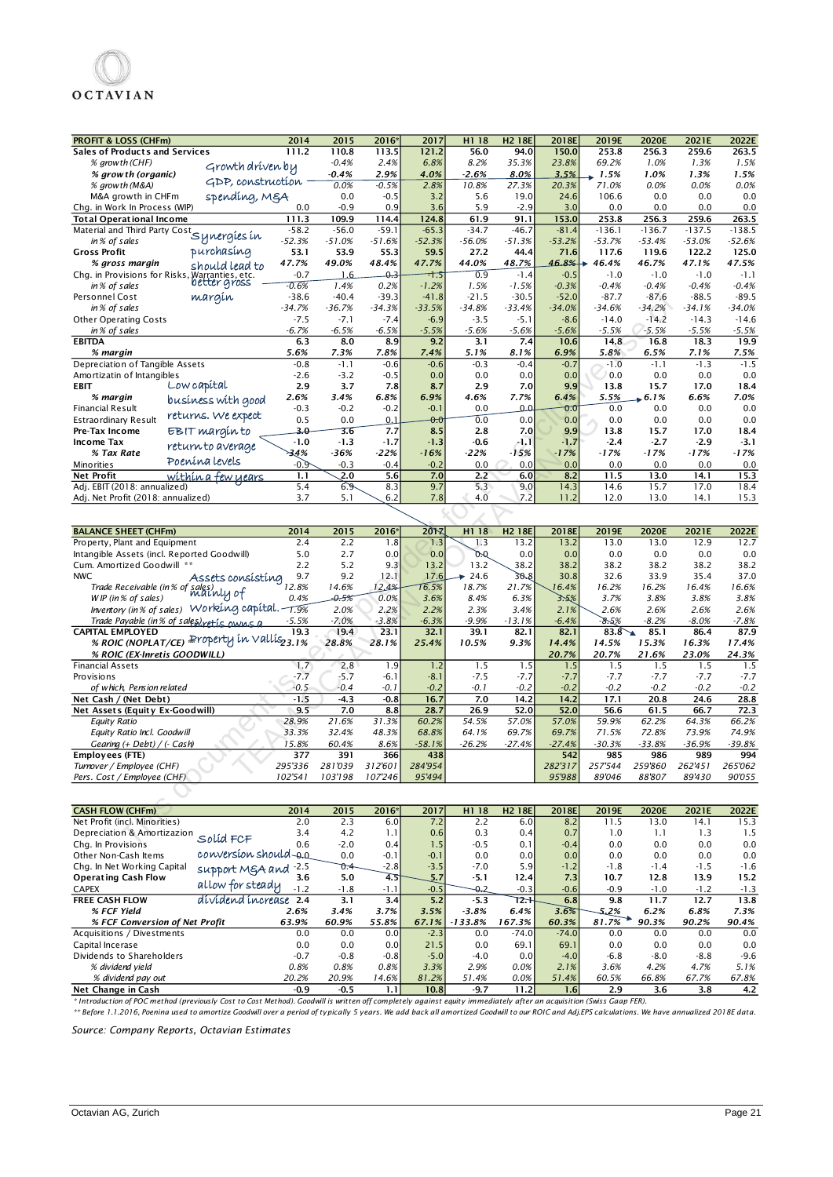| PROFIT & LOSS (CHFm) | 2014 | 2015 | 2016* | 2017 | H1 18 | H2 18E | 2018E | 2019E | 2020E | 2021E | 2022E |
|---|---|---|---|---|---|---|---|---|---|---|---|
| Sales of Products and Services | 111.2 | 110.8 | 113.5 | 121.2 | 56.0 | 94.0 | 150.0 | 253.8 | 256.3 | 259.6 | 263.5 |
| *% growth (CHF)* | | -0.4% | 2.4% | 6.8% | 8.2% | 35.3% | 23.8% | 69.2% | 1.0% | 1.3% | 1.5% |
| *% growth (organic)* | | -0.4% | 2.9% | 4.0% | -2.6% | 8.0% | 3.5% | 1.5% | 1.0% | 1.3% | 1.5% |
| *% growth (M&A)* | | 0.0% | -0.5% | 2.8% | 10.8% | 27.3% | 20.3% | 71.0% | 0.0% | 0.0% | 0.0% |
| M&A growth in CHFm | | 0.0 | -0.5 | 3.2 | 5.6 | 19.0 | 24.6 | 106.6 | 0.0 | 0.0 | 0.0 |
| Chg. in Work In Process (WIP) | 0.0 | -0.9 | 0.9 | 3.6 | 5.9 | -2.9 | 3.0 | 0.0 | 0.0 | 0.0 | 0.0 |
| Total Operational Income | 111.3 | 109.9 | 114.4 | 124.8 | 61.9 | 91.1 | 153.0 | 253.8 | 256.3 | 259.6 | 263.5 |
| Material and Third Party Cost | -58.2 | -56.0 | -59.1 | -65.3 | -34.7 | -46.7 | -81.4 | -136.1 | -136.7 | -137.5 | -138.5 |
| *in % of sales* | -52.3% | -51.0% | -51.6% | -52.3% | -56.0% | -51.3% | -53.2% | -53.7% | -53.4% | -53.0% | -52.6% |
| Gross Profit | 53.1 | 53.9 | 55.3 | 59.5 | 27.2 | 44.4 | 71.6 | 117.6 | 119.6 | 122.2 | 125.0 |
| *% gross margin* | 47.7% | 49.0% | 48.4% | 47.7% | 44.0% | 48.7% | 46.8% | 46.4% | 46.7% | 47.1% | 47.5% |
| Chg. in Provisions for Risks, Warranties, etc. | -0.7 | 1.6 | 0.3 | -1.5 | 0.9 | -1.4 | -0.5 | -1.0 | -1.0 | -1.0 | -1.1 |
| *in % of sales* | -0.6% | 1.4% | 0.2% | -1.2% | 1.5% | -1.5% | -0.3% | -0.4% | -0.4% | -0.4% | -0.4% |
| Personnel Cost | -38.6 | -40.4 | -39.3 | -41.8 | -21.5 | -30.5 | -52.0 | -87.7 | -87.6 | -88.5 | -89.5 |
| *in % of sales* | -34.7% | -36.7% | -34.3% | -33.5% | -34.8% | -33.4% | -34.0% | -34.6% | -34.2% | -34.1% | -34.0% |
| Other Operating Costs | -7.5 | -7.1 | -7.4 | -6.9 | -3.5 | -5.1 | -8.6 | -14.0 | -14.2 | -14.3 | -14.6 |
| *in % of sales* | -6.7% | -6.5% | -6.5% | -5.5% | -5.6% | -5.6% | -5.6% | -5.5% | -5.5% | -5.5% | -5.5% |
| EBITDA | 6.3 | 8.0 | 8.9 | 9.2 | 3.1 | 7.4 | 10.6 | 14.8 | 16.8 | 18.3 | 19.9 |
| *% margin* | 5.6% | 7.3% | 7.8% | 7.4% | 5.1% | 8.1% | 6.9% | 5.8% | 6.5% | 7.1% | 7.5% |
| Depreciation of Tangible Assets | -0.8 | -1.1 | -0.6 | -0.6 | -0.3 | -0.4 | -0.7 | -1.0 | -1.1 | -1.3 | -1.5 |
| Amortizatin of Intangibles | -2.6 | -3.2 | -0.5 | 0.0 | 0.0 | 0.0 | 0.0 | 0.0 | 0.0 | 0.0 | 0.0 |
| EBIT | 2.9 | 3.7 | 7.8 | 8.7 | 2.9 | 7.0 | 9.9 | 13.8 | 15.7 | 17.0 | 18.4 |
| *% margin* | 2.6% | 3.4% | 6.8% | 6.9% | 4.6% | 7.7% | 6.4% | 5.5% | 6.1% | 6.6% | 7.0% |
| Financial Result | -0.3 | -0.2 | -0.2 | -0.1 | 0.0 | 0.0 | 0.0 | 0.0 | 0.0 | 0.0 | 0.0 |
| Estraordinary Result | 0.5 | 0.0 | 0.1 | 0.0 | 0.0 | 0.0 | 0.0 | 0.0 | 0.0 | 0.0 | 0.0 |
| Pre-Tax Income | 3.0 | 3.6 | 7.7 | 8.5 | 2.8 | 7.0 | 9.9 | 13.8 | 15.7 | 17.0 | 18.4 |
| Income Tax | -1.0 | -1.3 | -1.7 | -1.3 | -0.6 | -1.1 | -1.7 | -2.4 | -2.7 | -2.9 | -3.1 |
| *% Tax Rate* | -34% | -36% | -22% | -16% | -22% | -15% | -17% | -17% | -17% | -17% | -17% |
| Minorities | -0.9 | -0.3 | -0.4 | -0.2 | 0.0 | 0.0 | 0.0 | 0.0 | 0.0 | 0.0 | 0.0 |
| Net Profit | 1.1 | 2.0 | 5.6 | 7.0 | 2.2 | 6.0 | 8.2 | 11.5 | 13.0 | 14.1 | 15.3 |
| Adj. EBIT (2018: annualized) | 5.4 | 6.9 | 8.3 | 9.7 | 5.3 | 9.0 | 14.3 | 14.6 | 15.7 | 17.0 | 18.4 |
| Adj. Net Profit (2018: annualized) | 3.7 | 5.1 | 6.2 | 7.8 | 4.0 | 7.2 | 11.2 | 12.0 | 13.0 | 14.1 | 15.3 |

Handwritten annotations: Growth driven by GDP, construction spending, M&A — Synergies in purchasing should lead to better gross margin — Low capital business with good returns. We expect EBIT margin to return to average Poenina levels within a few years

| BALANCE SHEET (CHFm) | 2014 | 2015 | 2016* | 2017 | H1 18 | H2 18E | 2018E | 2019E | 2020E | 2021E | 2022E |
|---|---|---|---|---|---|---|---|---|---|---|---|
| Property, Plant and Equipment | 2.4 | 2.2 | 1.8 | 1.3 | 1.3 | 13.2 | 13.2 | 13.0 | 13.0 | 12.9 | 12.7 |
| Intangible Assets (incl. Reported Goodwill) | 5.0 | 2.7 | 0.0 | 0.0 | 0.0 | 0.0 | 0.0 | 0.0 | 0.0 | 0.0 | 0.0 |
| Cum. Amortized Goodwill ** | 2.2 | 5.2 | 9.3 | 13.2 | 13.2 | 38.2 | 38.2 | 38.2 | 38.2 | 38.2 | 38.2 |
| NWC | 9.7 | 9.2 | 12.1 | 17.6 | 24.6 | 30.8 | 30.8 | 32.6 | 33.9 | 35.4 | 37.0 |
| *Trade Receivable (in % of sales)* | 12.8% | 14.6% | 12.4% | 16.5% | 18.7% | 21.7% | 16.4% | 16.2% | 16.2% | 16.4% | 16.6% |
| *WIP (in % of sales)* | 0.4% | -0.5% | 0.0% | 3.6% | 8.4% | 6.3% | 3.5% | 3.7% | 3.8% | 3.8% | 3.8% |
| *Inventory (in % of sales)* | -1.9% | 2.0% | 2.2% | 2.2% | 2.3% | 3.4% | 2.1% | 2.6% | 2.6% | 2.6% | 2.6% |
| *Trade Payable (in % of sales)* | -5.5% | -7.0% | -3.8% | -6.3% | -9.9% | -13.1% | -6.4% | -8.5% | -8.2% | -8.0% | -7.8% |
| CAPITAL EMPLOYED | 19.3 | 19.4 | 23.1 | 32.1 | 39.1 | 82.1 | 82.1 | 83.8 | 85.1 | 86.4 | 87.9 |
| *% ROIC (NOPLAT/CE)* | 23.1% | 28.8% | 28.1% | 25.4% | 10.5% | 9.3% | 14.4% | 14.5% | 15.3% | 16.3% | 17.4% |
| *% ROIC (EX-Inretis GOODWILL)* | | | | | | | 20.7% | 20.7% | 21.6% | 23.0% | 24.3% |
| Financial Assets | 1.7 | 2.8 | 1.9 | 1.2 | 1.5 | 1.5 | 1.5 | 1.5 | 1.5 | 1.5 | 1.5 |
| Provisions | -7.7 | -5.7 | -6.1 | -8.1 | -7.5 | -7.7 | -7.7 | -7.7 | -7.7 | -7.7 | -7.7 |
| *of which, Pension related* | -0.5 | -0.4 | -0.1 | -0.2 | -0.1 | -0.2 | -0.2 | -0.2 | -0.2 | -0.2 | -0.2 |
| Net Cash / (Net Debt) | -1.5 | -4.3 | -0.8 | 16.7 | 7.0 | 14.2 | 14.2 | 17.1 | 20.8 | 24.6 | 28.8 |
| Net Assets (Equity Ex-Goodwill) | 9.5 | 7.0 | 8.8 | 28.7 | 26.9 | 52.0 | 52.0 | 56.6 | 61.5 | 66.7 | 72.3 |
| *Equity Ratio* | 28.9% | 21.6% | 31.3% | 60.2% | 54.5% | 57.0% | 57.0% | 59.9% | 62.2% | 64.3% | 66.2% |
| *Equity Ratio Incl. Goodwill* | 33.3% | 32.4% | 48.3% | 68.8% | 64.1% | 69.7% | 69.7% | 71.5% | 72.8% | 73.9% | 74.9% |
| *Gearing (+ Debt) / (- Cash)* | 15.8% | 60.4% | 8.6% | -58.1% | -26.2% | -27.4% | -27.4% | -30.3% | -33.8% | -36.9% | -39.8% |
| Employees (FTE) | 377 | 391 | 366 | 438 | | | 542 | 985 | 986 | 989 | 994 |
| *Turnover / Employee (CHF)* | 295'336 | 281'039 | 312'601 | 284'954 | | | 282'317 | 257'544 | 259'860 | 262'451 | 265'062 |
| *Pers. Cost / Employee (CHF)* | 102'541 | 103'198 | 107'246 | 95'494 | | | 95'988 | 89'046 | 88'807 | 89'430 | 90'055 |

Handwritten annotations: Assets consisting mainly of working capital. Property in Vallis/Inretis owns a

| CASH FLOW (CHFm) | 2014 | 2015 | 2016* | 2017 | H1 18 | H2 18E | 2018E | 2019E | 2020E | 2021E | 2022E |
|---|---|---|---|---|---|---|---|---|---|---|---|
| Net Profit (incl. Minorities) | 2.0 | 2.3 | 6.0 | 7.2 | 2.2 | 6.0 | 8.2 | 11.5 | 13.0 | 14.1 | 15.3 |
| Depreciation & Amortizazion | 3.4 | 4.2 | 1.1 | 0.6 | 0.3 | 0.4 | 0.7 | 1.0 | 1.1 | 1.3 | 1.5 |
| Chg. In Provisions | 0.6 | -2.0 | 0.4 | 1.5 | -0.5 | 0.1 | -0.4 | 0.0 | 0.0 | 0.0 | 0.0 |
| Other Non-Cash Items | -0.0 | 0.0 | -0.1 | -0.1 | 0.0 | 0.0 | 0.0 | 0.0 | 0.0 | 0.0 | 0.0 |
| Chg. In Net Working Capital | -2.5 | 0.4 | -2.8 | -3.5 | -7.0 | 5.9 | -1.2 | -1.8 | -1.4 | -1.5 | -1.6 |
| Operating Cash Flow | 3.6 | 5.0 | 4.5 | 5.7 | -5.1 | 12.4 | 7.3 | 10.7 | 12.8 | 13.9 | 15.2 |
| CAPEX | -1.2 | -1.8 | -1.1 | -0.5 | -0.2 | -0.3 | -0.6 | -0.9 | -1.0 | -1.2 | -1.3 |
| FREE CASH FLOW | 2.4 | 3.1 | 3.4 | 5.2 | -5.3 | 12.1 | 6.8 | 9.8 | 11.7 | 12.7 | 13.8 |
| *% FCF Yield* | 2.6% | 3.4% | 3.7% | 3.5% | -3.8% | 6.4% | 3.6% | 5.2% | 6.2% | 6.8% | 7.3% |
| *% FCF Conversion of Net Profit* | 63.9% | 60.9% | 55.8% | 67.1% | -133.8% | 167.3% | 60.3% | 81.7% | 90.3% | 90.2% | 90.4% |
| Acquisitions / Divestments | 0.0 | 0.0 | 0.0 | -2.3 | 0.0 | -74.0 | -74.0 | 0.0 | 0.0 | 0.0 | 0.0 |
| Capital Incerase | 0.0 | 0.0 | 0.0 | 21.5 | 0.0 | 69.1 | 69.1 | 0.0 | 0.0 | 0.0 | 0.0 |
| Dividends to Shareholders | -0.7 | -0.8 | -0.8 | -5.0 | -4.0 | 0.0 | -4.0 | -6.8 | -8.0 | -8.8 | -9.6 |
| *% dividend yield* | 0.8% | 0.8% | 0.8% | 3.3% | 2.9% | 0.0% | 2.1% | 3.6% | 4.2% | 4.7% | 5.1% |
| *% dividend pay out* | 20.2% | 20.9% | 14.6% | 81.2% | 51.4% | 0.0% | 51.4% | 60.5% | 66.8% | 67.7% | 67.8% |
| Net Change in Cash | -0.9 | -0.5 | 1.1 | 10.8 | -9.7 | 11.2 | 1.6 | 2.9 | 3.6 | 3.8 | 4.2 |

Handwritten annotations: Solid FCF conversion should support M&A and allow for steady dividend increase

\* Introduction of POC method (previously Cost to Cost Method). Goodwill is written off completely against equity immediately after an acquisition (Swiss Gaap FER).

\*\* Before 1.1.2016, Poenina used to amortize Goodwill over a period of typically 5 years. We add back all amortized Goodwill to our ROIC and Adj.EPS calculations. We have annualized 2018E data.

*Source: Company Reports, Octavian Estimates*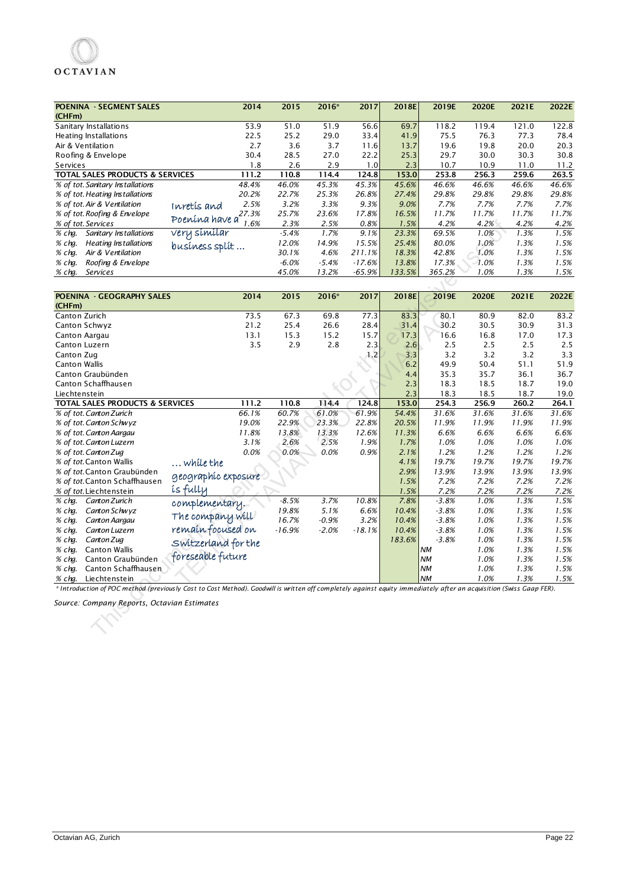| POENINA - SEGMENT SALES (CHFm) | 2014 | 2015 | 2016* | 2017 | 2018E | 2019E | 2020E | 2021E | 2022E |
|---|---|---|---|---|---|---|---|---|---|
| Sanitary Installations | 53.9 | 51.0 | 51.9 | 56.6 | 69.7 | 118.2 | 119.4 | 121.0 | 122.8 |
| Heating Installations | 22.5 | 25.2 | 29.0 | 33.4 | 41.9 | 75.5 | 76.3 | 77.3 | 78.4 |
| Air & Ventilation | 2.7 | 3.6 | 3.7 | 11.6 | 13.7 | 19.6 | 19.8 | 20.0 | 20.3 |
| Roofing & Envelope | 30.4 | 28.5 | 27.0 | 22.2 | 25.3 | 29.7 | 30.0 | 30.3 | 30.8 |
| Services | 1.8 | 2.6 | 2.9 | 1.0 | 2.3 | 10.7 | 10.9 | 11.0 | 11.2 |
| **TOTAL SALES PRODUCTS & SERVICES** | **111.2** | **110.8** | **114.4** | **124.8** | **153.0** | **253.8** | **256.3** | **259.6** | **263.5** |
| *% of tot. Sanitary Installations* | *48.4%* | *46.0%* | *45.3%* | *45.3%* | *45.6%* | *46.6%* | *46.6%* | *46.6%* | *46.6%* |
| *% of tot. Heating Installations* | *20.2%* | *22.7%* | *25.3%* | *26.8%* | *27.4%* | *29.8%* | *29.8%* | *29.8%* | *29.8%* |
| *% of tot. Air & Ventilation* | *2.5%* | *3.2%* | *3.3%* | *9.3%* | *9.0%* | *7.7%* | *7.7%* | *7.7%* | *7.7%* |
| *% of tot. Roofing & Envelope* | *27.3%* | *25.7%* | *23.6%* | *17.8%* | *16.5%* | *11.7%* | *11.7%* | *11.7%* | *11.7%* |
| *% of tot. Services* | *1.6%* | *2.3%* | *2.5%* | *0.8%* | *1.5%* | *4.2%* | *4.2%* | *4.2%* | *4.2%* |
| *% chg. Sanitary Installations* | | *-5.4%* | *1.7%* | *9.1%* | *23.3%* | *69.5%* | *1.0%* | *1.3%* | *1.5%* |
| *% chg. Heating Installations* | | *12.0%* | *14.9%* | *15.5%* | *25.4%* | *80.0%* | *1.0%* | *1.3%* | *1.5%* |
| *% chg. Air & Ventilation* | | *30.1%* | *4.6%* | *211.1%* | *18.3%* | *42.8%* | *1.0%* | *1.3%* | *1.5%* |
| *% chg. Roofing & Envelope* | | *-6.0%* | *-5.4%* | *-17.6%* | *13.8%* | *17.3%* | *1.0%* | *1.3%* | *1.5%* |
| *% chg. Services* | | *45.0%* | *13.2%* | *-65.9%* | *133.5%* | *365.2%* | *1.0%* | *1.3%* | *1.5%* |

Inretis and Poenina have a very similar business split …

| POENINA - GEOGRAPHY SALES (CHFm) | 2014 | 2015 | 2016* | 2017 | 2018E | 2019E | 2020E | 2021E | 2022E |
|---|---|---|---|---|---|---|---|---|---|
| Canton Zurich | 73.5 | 67.3 | 69.8 | 77.3 | 83.3 | 80.1 | 80.9 | 82.0 | 83.2 |
| Canton Schwyz | 21.2 | 25.4 | 26.6 | 28.4 | 31.4 | 30.2 | 30.5 | 30.9 | 31.3 |
| Canton Aargau | 13.1 | 15.3 | 15.2 | 15.7 | 17.3 | 16.6 | 16.8 | 17.0 | 17.3 |
| Canton Luzern | 3.5 | 2.9 | 2.8 | 2.3 | 2.6 | 2.5 | 2.5 | 2.5 | 2.5 |
| Canton Zug | | | | 1.2 | 3.3 | 3.2 | 3.2 | 3.2 | 3.3 |
| Canton Wallis | | | | | 6.2 | 49.9 | 50.4 | 51.1 | 51.9 |
| Canton Graubünden | | | | | 4.4 | 35.3 | 35.7 | 36.1 | 36.7 |
| Canton Schaffhausen | | | | | 2.3 | 18.3 | 18.5 | 18.7 | 19.0 |
| Liechtenstein | | | | | 2.3 | 18.3 | 18.5 | 18.7 | 19.0 |
| **TOTAL SALES PRODUCTS & SERVICES** | **111.2** | **110.8** | **114.4** | **124.8** | **153.0** | **254.3** | **256.9** | **260.2** | **264.1** |
| *% of tot. Canton Zurich* | *66.1%* | *60.7%* | *61.0%* | *61.9%* | *54.4%* | *31.6%* | *31.6%* | *31.6%* | *31.6%* |
| *% of tot. Canton Schwyz* | *19.0%* | *22.9%* | *23.3%* | *22.8%* | *20.5%* | *11.9%* | *11.9%* | *11.9%* | *11.9%* |
| *% of tot. Canton Aargau* | *11.8%* | *13.8%* | *13.3%* | *12.6%* | *11.3%* | *6.6%* | *6.6%* | *6.6%* | *6.6%* |
| *% of tot. Canton Luzern* | *3.1%* | *2.6%* | *2.5%* | *1.9%* | *1.7%* | *1.0%* | *1.0%* | *1.0%* | *1.0%* |
| *% of tot. Canton Zug* | *0.0%* | *0.0%* | *0.0%* | *0.9%* | *2.1%* | *1.2%* | *1.2%* | *1.2%* | *1.2%* |
| *% of tot. Canton Wallis* | | | | | *4.1%* | *19.7%* | *19.7%* | *19.7%* | *19.7%* |
| *% of tot. Canton Graubünden* | | | | | *2.9%* | *13.9%* | *13.9%* | *13.9%* | *13.9%* |
| *% of tot. Canton Schaffhausen* | | | | | *1.5%* | *7.2%* | *7.2%* | *7.2%* | *7.2%* |
| *% of tot. Liechtenstein* | | | | | *1.5%* | *7.2%* | *7.2%* | *7.2%* | *7.2%* |
| *% chg. Canton Zurich* | | *-8.5%* | *3.7%* | *10.8%* | *7.8%* | *-3.8%* | *1.0%* | *1.3%* | *1.5%* |
| *% chg. Canton Schwyz* | | *19.8%* | *5.1%* | *6.6%* | *10.4%* | *-3.8%* | *1.0%* | *1.3%* | *1.5%* |
| *% chg. Canton Aargau* | | *16.7%* | *-0.9%* | *3.2%* | *10.4%* | *-3.8%* | *1.0%* | *1.3%* | *1.5%* |
| *% chg. Canton Luzern* | | *-16.9%* | *-2.0%* | *-18.1%* | *10.4%* | *-3.8%* | *1.0%* | *1.3%* | *1.5%* |
| *% chg. Canton Zug* | | | | | *183.6%* | *-3.8%* | *1.0%* | *1.3%* | *1.5%* |
| *% chg. Canton Wallis* | | | | | | *NM* | *1.0%* | *1.3%* | *1.5%* |
| *% chg. Canton Graubünden* | | | | | | *NM* | *1.0%* | *1.3%* | *1.5%* |
| *% chg. Canton Schaffhausen* | | | | | | *NM* | *1.0%* | *1.3%* | *1.5%* |
| *% chg. Liechtenstein* | | | | | | *NM* | *1.0%* | *1.3%* | *1.5%* |

… while the geographic exposure is fully complementary. The company will remain focused on Switzerland for the foreseeable future

*\* Introduction of POC method (previously Cost to Cost Method). Goodwill is written off completely against equity immediately after an acquisition (Swiss Gaap FER).*

*Source: Company Reports, Octavian Estimates*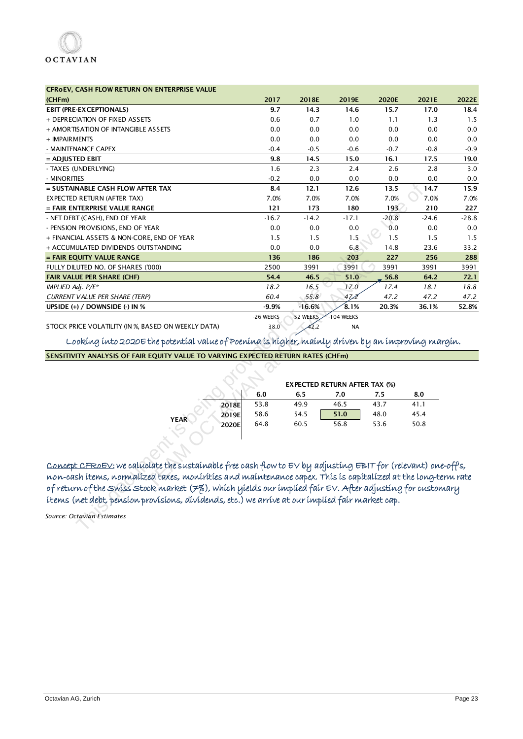| CFRoEV, CASH FLOW RETURN ON ENTERPRISE VALUE (CHFm) | 2017 | 2018E | 2019E | 2020E | 2021E | 2022E |
|---|---|---|---|---|---|---|
| **EBIT (PRE-EXCEPTIONALS)** | **9.7** | **14.3** | **14.6** | **15.7** | **17.0** | **18.4** |
| + DEPRECIATION OF FIXED ASSETS | 0.6 | 0.7 | 1.0 | 1.1 | 1.3 | 1.5 |
| + AMORTISATION OF INTANGIBLE ASSETS | 0.0 | 0.0 | 0.0 | 0.0 | 0.0 | 0.0 |
| + IMPAIRMENTS | 0.0 | 0.0 | 0.0 | 0.0 | 0.0 | 0.0 |
| - MAINTENANCE CAPEX | -0.4 | -0.5 | -0.6 | -0.7 | -0.8 | -0.9 |
| **= ADJUSTED EBIT** | **9.8** | **14.5** | **15.0** | **16.1** | **17.5** | **19.0** |
| - TAXES (UNDERLYING) | 1.6 | 2.3 | 2.4 | 2.6 | 2.8 | 3.0 |
| - MINORITIES | -0.2 | 0.0 | 0.0 | 0.0 | 0.0 | 0.0 |
| **= SUSTAINABLE CASH FLOW AFTER TAX** | **8.4** | **12.1** | **12.6** | **13.5** | **14.7** | **15.9** |
| EXPECTED RETURN (AFTER TAX) | 7.0% | 7.0% | 7.0% | 7.0% | 7.0% | 7.0% |
| **= FAIR ENTERPRISE VALUE RANGE** | **121** | **173** | **180** | **193** | **210** | **227** |
| - NET DEBT (CASH), END OF YEAR | -16.7 | -14.2 | -17.1 | -20.8 | -24.6 | -28.8 |
| - PENSION PROVISIONS, END OF YEAR | 0.0 | 0.0 | 0.0 | 0.0 | 0.0 | 0.0 |
| + FINANCIAL ASSETS & NON-CORE, END OF YEAR | 1.5 | 1.5 | 1.5 | 1.5 | 1.5 | 1.5 |
| + ACCUMULATED DIVIDENDS OUTSTANDING | 0.0 | 0.0 | 6.8 | 14.8 | 23.6 | 33.2 |
| **= FAIR EQUITY VALUE RANGE** | **136** | **186** | **203** | **227** | **256** | **288** |
| FULLY DILUTED NO. OF SHARES ('000) | 2500 | 3991 | 3991 | 3991 | 3991 | 3991 |
| **FAIR VALUE PER SHARE (CHF)** | **54.4** | **46.5** | **51.0** | **56.8** | **64.2** | **72.1** |
| *IMPLIED Adj. P/E\** | *18.2* | *16.5* | *17.0* | *17.4* | *18.1* | *18.8* |
| *CURRENT VALUE PER SHARE (TERP)* | *60.4* | *55.8* | *47.2* | *47.2* | *47.2* | *47.2* |
| **UPSIDE (+) / DOWNSIDE (-) IN %** | **-9.9%** | **-16.6%** | **8.1%** | **20.3%** | **36.1%** | **52.8%** |
| | -26 WEEKS | -52 WEEKS | -104 WEEKS | | | |
| STOCK PRICE VOLATILITY (IN %, BASED ON WEEKLY DATA) | 38.0 | 42.2 | NA | | | |

*Looking into 2020E the potential value of Poenina is higher, mainly driven by an improving margin.*

**SENSITIVITY ANALYSIS OF FAIR EQUITY VALUE TO VARYING EXPECTED RETURN RATES (CHFm)**

| | | EXPECTED RETURN AFTER TAX (%) | | | | |
|---|---|---|---|---|---|---|
| | | **6.0** | **6.5** | **7.0** | **7.5** | **8.0** |
| **YEAR** | **2018E** | 53.8 | 49.9 | 46.5 | 43.7 | 41.1 |
| | **2019E** | 58.6 | 54.5 | **51.0** | 48.0 | 45.4 |
| | **2020E** | 64.8 | 60.5 | 56.8 | 53.6 | 50.8 |

*Concept CFRoEV: we caluclate the sustainable free cash flow to EV by adjusting EBIT for (relevant) one-off's, non-cash items, normalized taxes, monirities and maintenance capex. This is capitalized at the long-term rate of return of the Swiss Stock market (7%), which yields our implied fair EV. After adjusting for customary items (net debt, pension provisions, dividends, etc.) we arrive at our implied fair market cap.*

*Source: Octavian Estimates*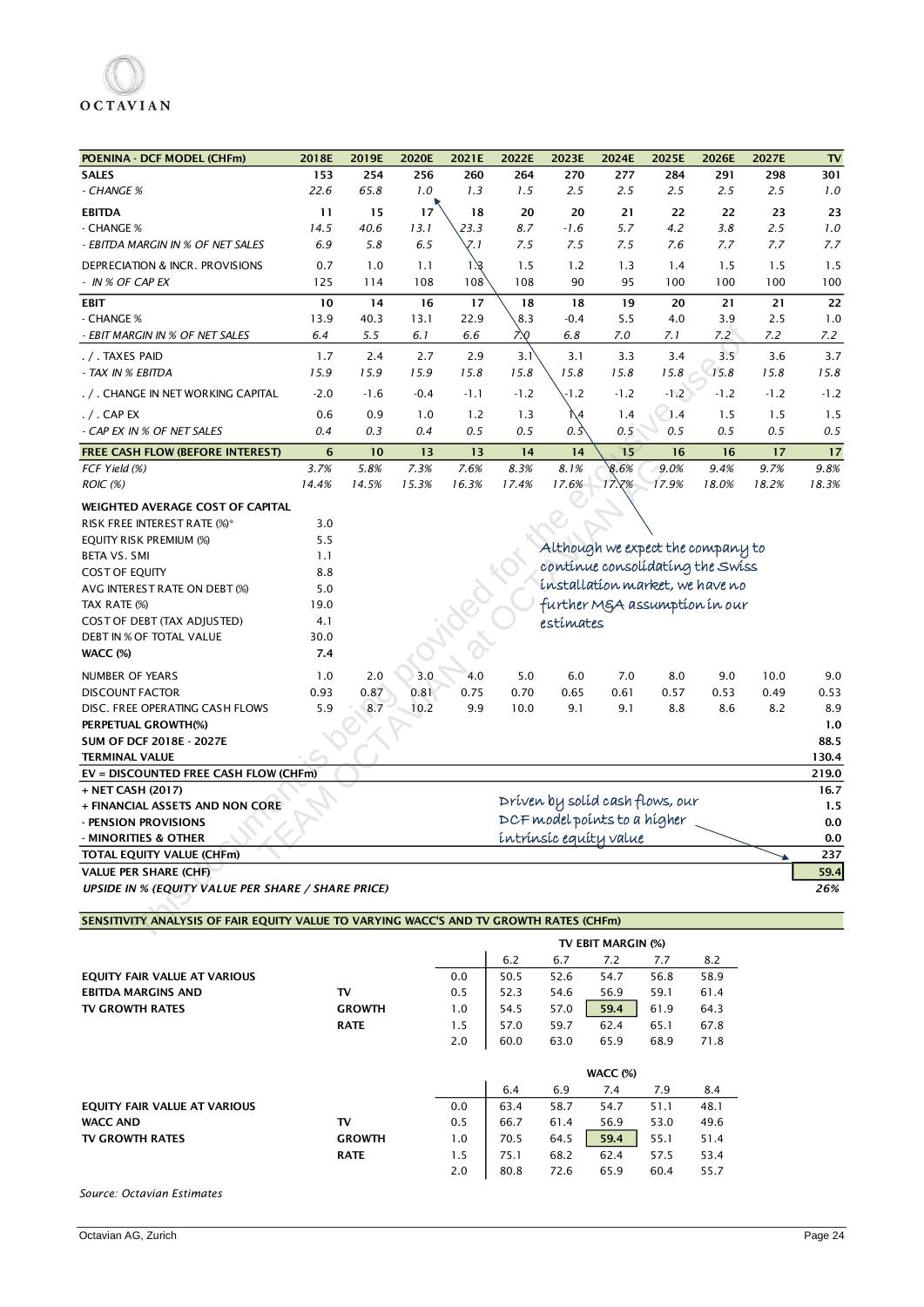| POENINA - DCF MODEL (CHFm) | 2018E | 2019E | 2020E | 2021E | 2022E | 2023E | 2024E | 2025E | 2026E | 2027E | TV |
|---|---|---|---|---|---|---|---|---|---|---|---|
| **SALES** | 153 | 254 | 256 | 260 | 264 | 270 | 277 | 284 | 291 | 298 | 301 |
| *- CHANGE %* | *22.6* | *65.8* | *1.0* | *1.3* | *1.5* | *2.5* | *2.5* | *2.5* | *2.5* | *2.5* | *1.0* |
| **EBITDA** | 11 | 15 | 17 | 18 | 20 | 20 | 21 | 22 | 22 | 23 | 23 |
| *- CHANGE %* | *14.5* | *40.6* | *13.1* | *23.3* | *8.7* | *-1.6* | *5.7* | *4.2* | *3.8* | *2.5* | *1.0* |
| *- EBITDA MARGIN IN % OF NET SALES* | *6.9* | *5.8* | *6.5* | *7.1* | *7.5* | *7.5* | *7.5* | *7.6* | *7.7* | *7.7* | *7.7* |
| DEPRECIATION & INCR. PROVISIONS | 0.7 | 1.0 | 1.1 | 1.3 | 1.5 | 1.2 | 1.3 | 1.4 | 1.5 | 1.5 | 1.5 |
| *- IN % OF CAP EX* | 125 | 114 | 108 | 108 | 108 | 90 | 95 | 100 | 100 | 100 | 100 |
| **EBIT** | 10 | 14 | 16 | 17 | 18 | 18 | 19 | 20 | 21 | 21 | 22 |
| - CHANGE % | 13.9 | 40.3 | 13.1 | 22.9 | 8.3 | -0.4 | 5.5 | 4.0 | 3.9 | 2.5 | 1.0 |
| *- EBIT MARGIN IN % OF NET SALES* | *6.4* | *5.5* | *6.1* | *6.6* | *7.0* | *6.8* | *7.0* | *7.1* | *7.2* | *7.2* | *7.2* |
| ./. TAXES PAID | 1.7 | 2.4 | 2.7 | 2.9 | 3.1 | 3.1 | 3.3 | 3.4 | 3.5 | 3.6 | 3.7 |
| *- TAX IN % EBITDA* | *15.9* | *15.9* | *15.9* | *15.8* | *15.8* | *15.8* | *15.8* | *15.8* | *15.8* | *15.8* | *15.8* |
| ./. CHANGE IN NET WORKING CAPITAL | -2.0 | -1.6 | -0.4 | -1.1 | -1.2 | -1.2 | -1.2 | -1.2 | -1.2 | -1.2 | -1.2 |
| ./. CAP EX | 0.6 | 0.9 | 1.0 | 1.2 | 1.3 | 1.4 | 1.4 | 1.4 | 1.5 | 1.5 | 1.5 |
| *- CAP EX IN % OF NET SALES* | *0.4* | *0.3* | *0.4* | *0.5* | *0.5* | *0.5* | *0.5* | *0.5* | *0.5* | *0.5* | *0.5* |
| **FREE CASH FLOW (BEFORE INTEREST)** | **6** | **10** | **13** | **13** | **14** | **14** | **15** | **16** | **16** | **17** | **17** |
| *FCF Yield (%)* | *3.7%* | *5.8%* | *7.3%* | *7.6%* | *8.3%* | *8.1%* | *8.6%* | *9.0%* | *9.4%* | *9.7%* | *9.8%* |
| *ROIC (%)* | *14.4%* | *14.5%* | *15.3%* | *16.3%* | *17.4%* | *17.6%* | *17.7%* | *17.9%* | *18.0%* | *18.2%* | *18.3%* |

| **WEIGHTED AVERAGE COST OF CAPITAL** | |
|---|---|
| RISK FREE INTEREST RATE (%)* | 3.0 |
| EQUITY RISK PREMIUM (%) | 5.5 |
| BETA VS. SMI | 1.1 |
| COST OF EQUITY | 8.8 |
| AVG INTEREST RATE ON DEBT (%) | 5.0 |
| TAX RATE (%) | 19.0 |
| COST OF DEBT (TAX ADJUSTED) | 4.1 |
| DEBT IN % OF TOTAL VALUE | 30.0 |
| **WACC (%)** | **7.4** |

Although we expect the company to continue consolidating the Swiss installation market, we have no further M&A assumption in our estimates

| | 2018E | 2019E | 2020E | 2021E | 2022E | 2023E | 2024E | 2025E | 2026E | 2027E | TV |
|---|---|---|---|---|---|---|---|---|---|---|---|
| NUMBER OF YEARS | 1.0 | 2.0 | 3.0 | 4.0 | 5.0 | 6.0 | 7.0 | 8.0 | 9.0 | 10.0 | 9.0 |
| DISCOUNT FACTOR | 0.93 | 0.87 | 0.81 | 0.75 | 0.70 | 0.65 | 0.61 | 0.57 | 0.53 | 0.49 | 0.53 |
| DISC. FREE OPERATING CASH FLOWS | 5.9 | 8.7 | 10.2 | 9.9 | 10.0 | 9.1 | 9.1 | 8.8 | 8.6 | 8.2 | 8.9 |
| **PERPETUAL GROWTH(%)** | | | | | | | | | | | **1.0** |
| **SUM OF DCF 2018E - 2027E** | | | | | | | | | | | **88.5** |
| **TERMINAL VALUE** | | | | | | | | | | | **130.4** |
| **EV = DISCOUNTED FREE CASH FLOW (CHFm)** | | | | | | | | | | | **219.0** |
| **+ NET CASH (2017)** | | | | | | | | | | | **16.7** |
| **+ FINANCIAL ASSETS AND NON CORE** | | | | | | | | | | | **1.5** |
| **- PENSION PROVISIONS** | | | | | | | | | | | **0.0** |
| **- MINORITIES & OTHER** | | | | | | | | | | | **0.0** |
| **TOTAL EQUITY VALUE (CHFm)** | | | | | | | | | | | **237** |
| **VALUE PER SHARE (CHF)** | | | | | | | | | | | **59.4** |
| ***UPSIDE IN % (EQUITY VALUE PER SHARE / SHARE PRICE)*** | | | | | | | | | | | ***26%*** |

Driven by solid cash flows, our DCF model points to a higher intrinsic equity value

**SENSITIVITY ANALYSIS OF FAIR EQUITY VALUE TO VARYING WACC'S AND TV GROWTH RATES (CHFm)**

| | | | TV EBIT MARGIN (%) | | | | |
|---|---|---|---|---|---|---|---|
| | | | 6.2 | 6.7 | 7.2 | 7.7 | 8.2 |
| **EQUITY FAIR VALUE AT VARIOUS** | | 0.0 | 50.5 | 52.6 | 54.7 | 56.8 | 58.9 |
| **EBITDA MARGINS AND** | **TV** | 0.5 | 52.3 | 54.6 | 56.9 | 59.1 | 61.4 |
| **TV GROWTH RATES** | **GROWTH** | 1.0 | 54.5 | 57.0 | **59.4** | 61.9 | 64.3 |
| | **RATE** | 1.5 | 57.0 | 59.7 | 62.4 | 65.1 | 67.8 |
| | | 2.0 | 60.0 | 63.0 | 65.9 | 68.9 | 71.8 |

| | | | WACC (%) | | | | |
|---|---|---|---|---|---|---|---|
| | | | 6.4 | 6.9 | 7.4 | 7.9 | 8.4 |
| **EQUITY FAIR VALUE AT VARIOUS** | | 0.0 | 63.4 | 58.7 | 54.7 | 51.1 | 48.1 |
| **WACC AND** | **TV** | 0.5 | 66.7 | 61.4 | 56.9 | 53.0 | 49.6 |
| **TV GROWTH RATES** | **GROWTH** | 1.0 | 70.5 | 64.5 | **59.4** | 55.1 | 51.4 |
| | **RATE** | 1.5 | 75.1 | 68.2 | 62.4 | 57.5 | 53.4 |
| | | 2.0 | 80.8 | 72.6 | 65.9 | 60.4 | 55.7 |

*Source: Octavian Estimates*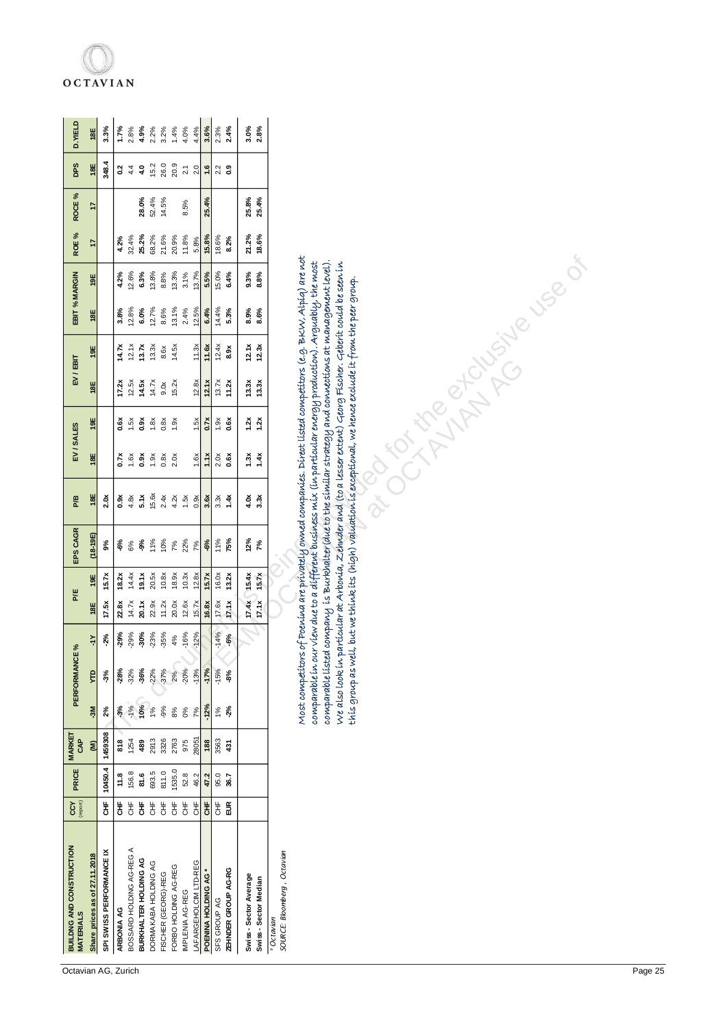| BUILDING AND CONSTRUCTION MATERIALS | CCY (report) | PRICE | MARKET CAP | PERFORMANCE % | | | P/E | | EPS CAGR | P/B | EV / SALES | | EV / EBIT | | EBIT % MARGIN | | ROE % | ROCE % | DPS | D.YIELD |
|---|---|---|---|---|---|---|---|---|---|---|---|---|---|---|---|---|---|---|---|---|
| Share prices as of 27.11.2018 | | | (M) | -3M | YTD | -1Y | 18E | 19E | (18-19E) | 18E | 18E | 19E | 18E | 19E | 18E | 19E | 17 | 17 | 18E | 18E |
| **SPI SWISS PERFORMANCE IX** | **CHF** | **10450.4** | **1459308** | **2%** | **-3%** | **-2%** | **17.5x** | **15.7x** | **9%** | **2.0x** | | | | | | | | | **348.4** | **3.3%** |
| **ARBONIA AG** | **CHF** | **11.8** | **818** | **-3%** | **-28%** | **-29%** | **22.8x** | **18.2x** | **-6%** | **0.9x** | **0.7x** | **0.6x** | **17.2x** | **14.7x** | **3.8%** | **4.2%** | **4.2%** | | **0.2** | **1.7%** |
| BOSSARD HOLDING AG-REG A | CHF | 156.8 | 1254 | -1% | -32% | -29% | 14.7x | 14.4x | 6% | 4.8x | 1.6x | 1.5x | 12.5x | 12.1x | 12.8% | 12.6% | 32.4% | | 4.4 | 2.8% |
| **BURKHALTER HOLDING AG** | **CHF** | **81.6** | **489** | **10%** | **-36%** | **-30%** | **20.1x** | **19.1x** | **-9%** | **5.1x** | **0.9x** | **0.9x** | **14.5x** | **13.7x** | **6.0%** | **6.3%** | **25.2%** | **28.0%** | **4.0** | **4.9%** |
| DORMAKABA HOLDING AG | CHF | 693.5 | 2913 | 1% | -22% | -23% | 22.9x | 20.5x | 11% | 15.6x | 1.9x | 1.8x | 14.7x | 13.3x | 12.7% | 13.8% | 68.2% | 52.4% | 15.2 | 2.2% |
| FISCHER (GEORG)-REG | CHF | 811.0 | 3326 | -9% | -37% | -35% | 11.2x | 10.8x | 10% | 2.4x | 0.8x | 0.8x | 9.0x | 8.6x | 8.6% | 8.8% | 21.6% | 14.5% | 26.0 | 3.2% |
| FORBO HOLDING AG-REG | CHF | 1535.0 | 2763 | 8% | 2% | 4% | 20.0x | 18.9x | 7% | 4.2x | 2.0x | 1.9x | 15.2x | 14.5x | 13.1% | 13.3% | 20.9% | | 20.9 | 1.4% |
| IMPLENIA AG-REG | CHF | 52.8 | 975 | 0% | -20% | -16% | 12.6x | 10.3x | 22% | 1.5x | | | | | 2.4% | 3.1% | 11.8% | 8.5% | 2.1 | 4.0% |
| LAFARGEHOLCIM LTD-REG | CHF | 46.2 | 28051 | 7% | -13% | -12% | 15.7x | 12.8x | 7% | 0.9x | 1.6x | 1.5x | 12.8x | 11.3x | 12.5% | 13.7% | 5.8% | | 2.0 | 4.4% |
| **POENINA HOLDING AG *** | **CHF** | **47.2** | **188** | **-12%** | **-17%** | | **16.8x** | **15.7x** | **-6%** | **3.6x** | **1.1x** | **0.7x** | **12.1x** | **11.6x** | **6.4%** | **5.5%** | **15.8%** | **25.4%** | **1.6** | **3.6%** |
| SFS GROUP AG | CHF | 95.0 | 3563 | 1% | -15% | -14% | 17.6x | 16.0x | 11% | 3.3x | 2.0x | 1.9x | 13.7x | 12.4x | 14.4% | 15.0% | 18.6% | | 2.2 | 2.3% |
| **ZEHNDER GROUP AG-RG** | **EUR** | **36.7** | **431** | **-2%** | **-8%** | **-6%** | **17.1x** | **13.2x** | **75%** | **1.4x** | **0.6x** | **0.6x** | **11.2x** | **8.9x** | **5.3%** | **6.4%** | **8.2%** | | **0.9** | **2.4%** |
| **Swiss - Sector Average** | | | | | | | **17.4x** | **15.4x** | **12%** | **4.0x** | **1.3x** | **1.2x** | **13.3x** | **12.1x** | **8.9%** | **9.3%** | **21.2%** | **25.8%** | | **3.0%** |
| **Swiss - Sector Median** | | | | | | | **17.1x** | **15.7x** | **7%** | **3.3x** | **1.4x** | **1.2x** | **13.3x** | **12.3x** | **8.6%** | **8.8%** | **18.6%** | **25.4%** | | **2.8%** |

* Octavian

*SOURCE: Bloomberg , Octavian*

Most competitors of Poenina are privately owned companies. Direct listed competitors (e.g. BKW, Alpiq) are not comparable in our view due to a different business mix (in particular energy production). Arguably, the most comparable listed company is Burkhalter (due to the similar strategy and connections at management level). We also look in particular at Arbonia, Zehnder and (to a lesser extent) Georg Fischer. Geberit could be seen in this group as well, but we think its (high) valuation is exceptional, we hence exclude it from the peer group.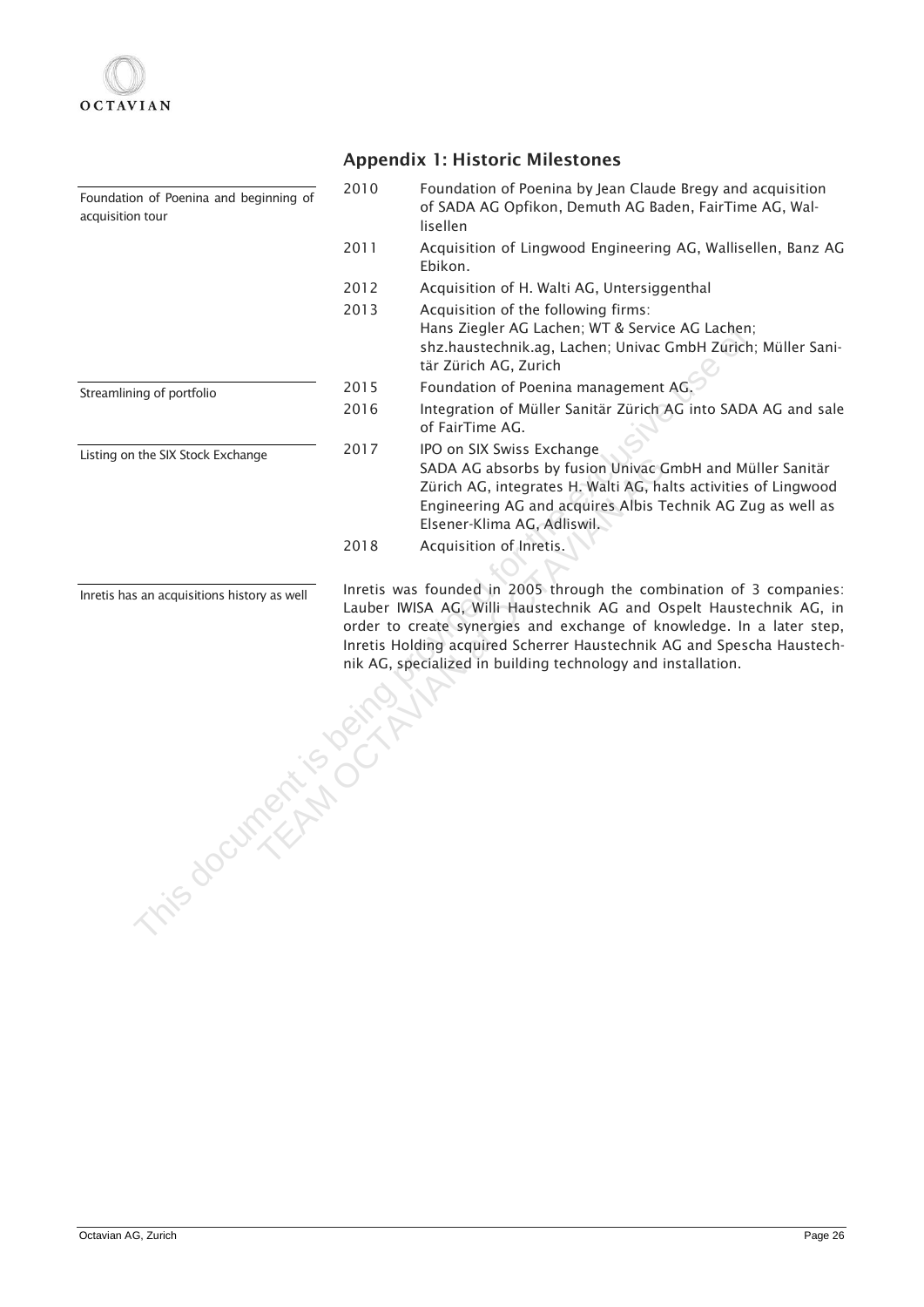## Appendix 1: Historic Milestones

Foundation of Poenina and beginning of acquisition tour

| | |
|---|---|
| 2010 | Foundation of Poenina by Jean Claude Bregy and acquisition of SADA AG Opfikon, Demuth AG Baden, FairTime AG, Wallisellen |
| 2011 | Acquisition of Lingwood Engineering AG, Wallisellen, Banz AG Ebikon. |
| 2012 | Acquisition of H. Walti AG, Untersiggenthal |
| 2013 | Acquisition of the following firms: Hans Ziegler AG Lachen; WT & Service AG Lachen; shz.haustechnik.ag, Lachen; Univac GmbH Zurich; Müller Sanitär Zürich AG, Zurich |

Streamlining of portfolio

| | |
|---|---|
| 2015 | Foundation of Poenina management AG. |
| 2016 | Integration of Müller Sanitär Zürich AG into SADA AG and sale of FairTime AG. |

Listing on the SIX Stock Exchange

| | |
|---|---|
| 2017 | IPO on SIX Swiss Exchange<br>SADA AG absorbs by fusion Univac GmbH and Müller Sanitär Zürich AG, integrates H. Walti AG, halts activities of Lingwood Engineering AG and acquires Albis Technik AG Zug as well as Elsener-Klima AG, Adliswil. |
| 2018 | Acquisition of Inretis. |

Inretis has an acquisitions history as well

Inretis was founded in 2005 through the combination of 3 companies: Lauber IWISA AG, Willi Haustechnik AG and Ospelt Haustechnik AG, in order to create synergies and exchange of knowledge. In a later step, Inretis Holding acquired Scherrer Haustechnik AG and Spescha Haustechnik AG, specialized in building technology and installation.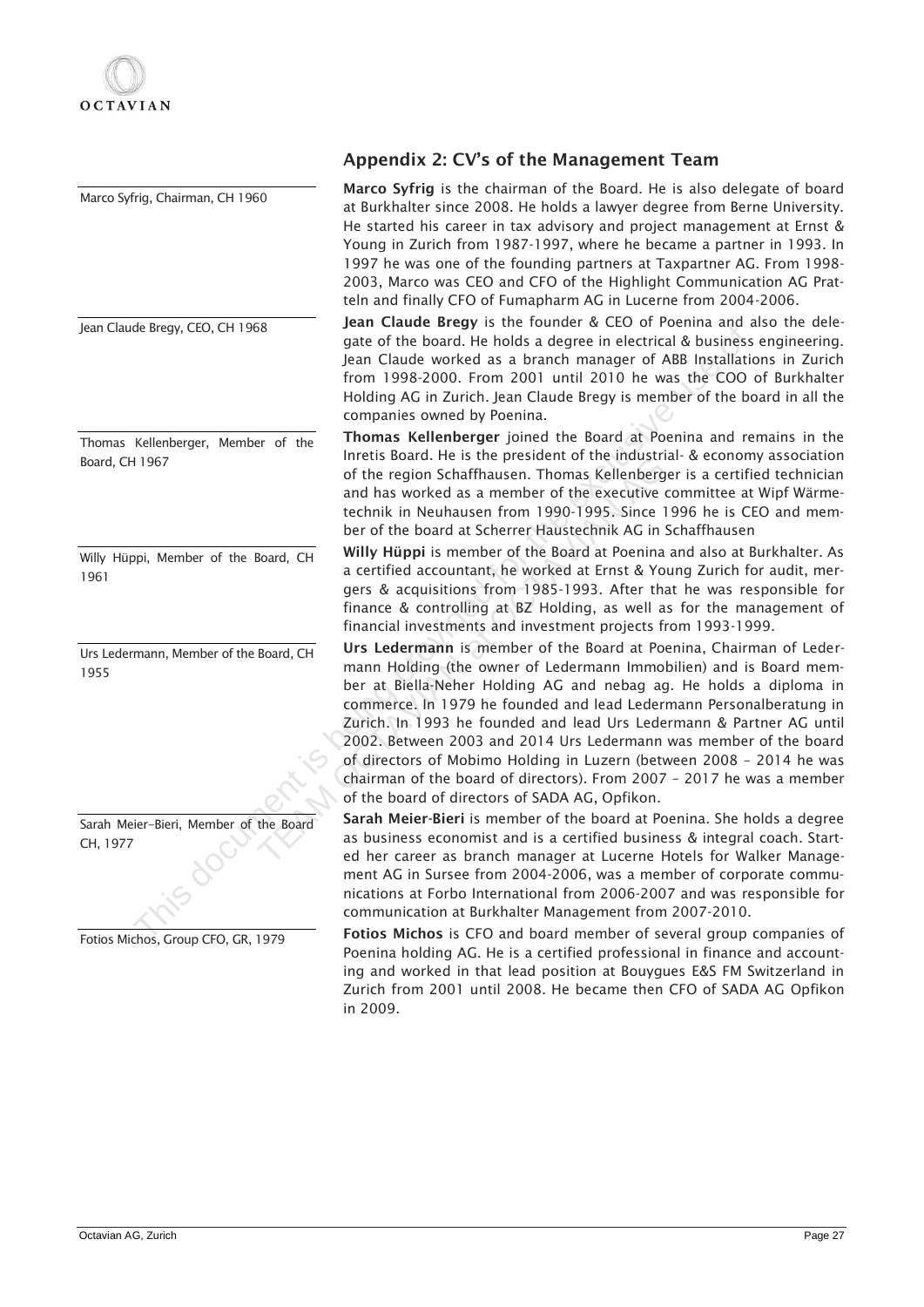## Appendix 2: CV's of the Management Team

Marco Syfrig, Chairman, CH 1960

**Marco Syfrig** is the chairman of the Board. He is also delegate of board at Burkhalter since 2008. He holds a lawyer degree from Berne University. He started his career in tax advisory and project management at Ernst & Young in Zurich from 1987-1997, where he became a partner in 1993. In 1997 he was one of the founding partners at Taxpartner AG. From 1998-2003, Marco was CEO and CFO of the Highlight Communication AG Pratteln and finally CFO of Fumapharm AG in Lucerne from 2004-2006.

Jean Claude Bregy, CEO, CH 1968

**Jean Claude Bregy** is the founder & CEO of Poenina and also the delegate of the board. He holds a degree in electrical & business engineering. Jean Claude worked as a branch manager of ABB Installations in Zurich from 1998-2000. From 2001 until 2010 he was the COO of Burkhalter Holding AG in Zurich. Jean Claude Bregy is member of the board in all the companies owned by Poenina.

Thomas Kellenberger, Member of the Board, CH 1967

**Thomas Kellenberger** joined the Board at Poenina and remains in the Inretis Board. He is the president of the industrial- & economy association of the region Schaffhausen. Thomas Kellenberger is a certified technician and has worked as a member of the executive committee at Wipf Wärmetechnik in Neuhausen from 1990-1995. Since 1996 he is CEO and member of the board at Scherrer Haustechnik AG in Schaffhausen

Willy Hüppi, Member of the Board, CH 1961

**Willy Hüppi** is member of the Board at Poenina and also at Burkhalter. As a certified accountant, he worked at Ernst & Young Zurich for audit, mergers & acquisitions from 1985-1993. After that he was responsible for finance & controlling at BZ Holding, as well as for the management of financial investments and investment projects from 1993-1999.

Urs Ledermann, Member of the Board, CH 1955

**Urs Ledermann** is member of the Board at Poenina, Chairman of Ledermann Holding (the owner of Ledermann Immobilien) and is Board member at Biella-Neher Holding AG and nebag ag. He holds a diploma in commerce. In 1979 he founded and lead Ledermann Personalberatung in Zurich. In 1993 he founded and lead Urs Ledermann & Partner AG until 2002. Between 2003 and 2014 Urs Ledermann was member of the board of directors of Mobimo Holding in Luzern (between 2008 – 2014 he was chairman of the board of directors). From 2007 – 2017 he was a member of the board of directors of SADA AG, Opfikon.

Sarah Meier–Bieri, Member of the Board CH, 1977

**Sarah Meier-Bieri** is member of the board at Poenina. She holds a degree as business economist and is a certified business & integral coach. Started her career as branch manager at Lucerne Hotels for Walker Management AG in Sursee from 2004-2006, was a member of corporate communications at Forbo International from 2006-2007 and was responsible for communication at Burkhalter Management from 2007-2010.

Fotios Michos, Group CFO, GR, 1979

**Fotios Michos** is CFO and board member of several group companies of Poenina holding AG. He is a certified professional in finance and accounting and worked in that lead position at Bouygues E&S FM Switzerland in Zurich from 2001 until 2008. He became then CFO of SADA AG Opfikon in 2009.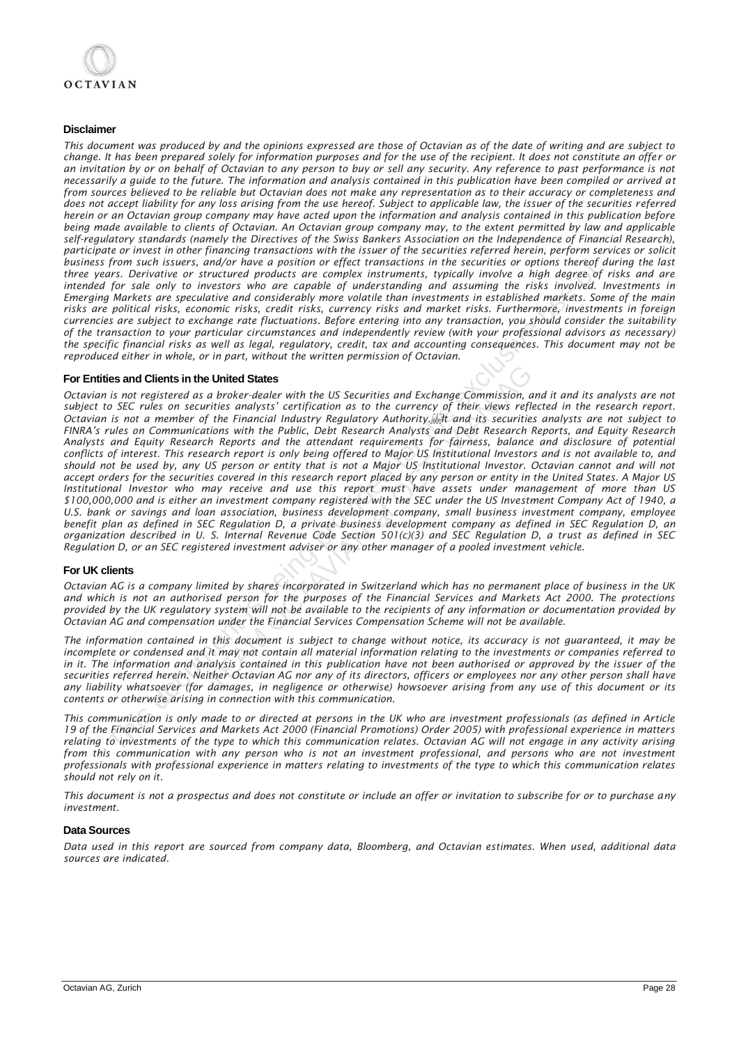## Disclaimer

*This document was produced by and the opinions expressed are those of Octavian as of the date of writing and are subject to change. It has been prepared solely for information purposes and for the use of the recipient. It does not constitute an offer or an invitation by or on behalf of Octavian to any person to buy or sell any security. Any reference to past performance is not necessarily a guide to the future. The information and analysis contained in this publication have been compiled or arrived at from sources believed to be reliable but Octavian does not make any representation as to their accuracy or completeness and does not accept liability for any loss arising from the use hereof. Subject to applicable law, the issuer of the securities referred herein or an Octavian group company may have acted upon the information and analysis contained in this publication before being made available to clients of Octavian. An Octavian group company may, to the extent permitted by law and applicable self-regulatory standards (namely the Directives of the Swiss Bankers Association on the Independence of Financial Research), participate or invest in other financing transactions with the issuer of the securities referred herein, perform services or solicit business from such issuers, and/or have a position or effect transactions in the securities or options thereof during the last three years. Derivative or structured products are complex instruments, typically involve a high degree of risks and are intended for sale only to investors who are capable of understanding and assuming the risks involved. Investments in Emerging Markets are speculative and considerably more volatile than investments in established markets. Some of the main risks are political risks, economic risks, credit risks, currency risks and market risks. Furthermore, investments in foreign currencies are subject to exchange rate fluctuations. Before entering into any transaction, you should consider the suitability of the transaction to your particular circumstances and independently review (with your professional advisors as necessary) the specific financial risks as well as legal, regulatory, credit, tax and accounting consequences. This document may not be reproduced either in whole, or in part, without the written permission of Octavian.*

## For Entities and Clients in the United States

*Octavian is not registered as a broker-dealer with the US Securities and Exchange Commission, and it and its analysts are not subject to SEC rules on securities analysts' certification as to the currency of their views reflected in the research report. Octavian is not a member of the Financial Industry Regulatory Authority. It and its securities analysts are not subject to FINRA's rules on Communications with the Public, Debt Research Analysts and Debt Research Reports, and Equity Research Analysts and Equity Research Reports and the attendant requirements for fairness, balance and disclosure of potential conflicts of interest. This research report is only being offered to Major US Institutional Investors and is not available to, and should not be used by, any US person or entity that is not a Major US Institutional Investor. Octavian cannot and will not accept orders for the securities covered in this research report placed by any person or entity in the United States. A Major US Institutional Investor who may receive and use this report must have assets under management of more than US $100,000,000 and is either an investment company registered with the SEC under the US Investment Company Act of 1940, a U.S. bank or savings and loan association, business development company, small business investment company, employee benefit plan as defined in SEC Regulation D, a private business development company as defined in SEC Regulation D, an organization described in U. S. Internal Revenue Code Section 501(c)(3) and SEC Regulation D, a trust as defined in SEC Regulation D, or an SEC registered investment adviser or any other manager of a pooled investment vehicle.*

## For UK clients

*Octavian AG is a company limited by shares incorporated in Switzerland which has no permanent place of business in the UK and which is not an authorised person for the purposes of the Financial Services and Markets Act 2000. The protections provided by the UK regulatory system will not be available to the recipients of any information or documentation provided by Octavian AG and compensation under the Financial Services Compensation Scheme will not be available.*

*The information contained in this document is subject to change without notice, its accuracy is not guaranteed, it may be incomplete or condensed and it may not contain all material information relating to the investments or companies referred to in it. The information and analysis contained in this publication have not been authorised or approved by the issuer of the securities referred herein. Neither Octavian AG nor any of its directors, officers or employees nor any other person shall have any liability whatsoever (for damages, in negligence or otherwise) howsoever arising from any use of this document or its contents or otherwise arising in connection with this communication.*

*This communication is only made to or directed at persons in the UK who are investment professionals (as defined in Article 19 of the Financial Services and Markets Act 2000 (Financial Promotions) Order 2005) with professional experience in matters relating to investments of the type to which this communication relates. Octavian AG will not engage in any activity arising from this communication with any person who is not an investment professional, and persons who are not investment professionals with professional experience in matters relating to investments of the type to which this communication relates should not rely on it.*

*This document is not a prospectus and does not constitute or include an offer or invitation to subscribe for or to purchase any investment.*

## Data Sources

*Data used in this report are sourced from company data, Bloomberg, and Octavian estimates. When used, additional data sources are indicated.*